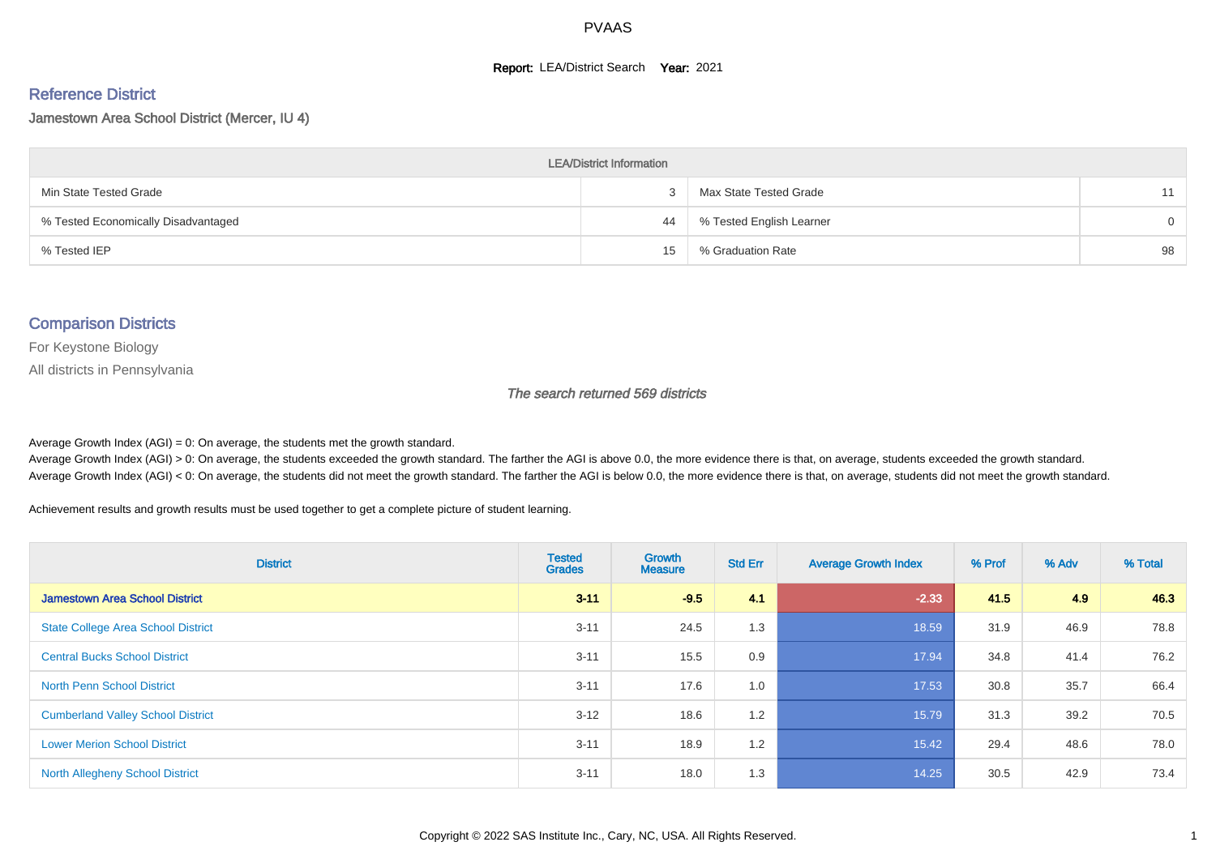PVAAS

**Report:** LEA/District Search **Year:** 2021

## Reference District

Jamestown Area School District (Mercer, IU 4)

| LEA/District Information | | | |
|---|---|---|---|
| Min State Tested Grade | 3 | Max State Tested Grade | 11 |
| % Tested Economically Disadvantaged | 44 | % Tested English Learner | 0 |
| % Tested IEP | 15 | % Graduation Rate | 98 |

## Comparison Districts

For Keystone Biology

All districts in Pennsylvania

*The search returned 569 districts*

Average Growth Index (AGI) = 0: On average, the students met the growth standard.

Average Growth Index (AGI) > 0: On average, the students exceeded the growth standard. The farther the AGI is above 0.0, the more evidence there is that, on average, students exceeded the growth standard.

Average Growth Index (AGI) < 0: On average, the students did not meet the growth standard. The farther the AGI is below 0.0, the more evidence there is that, on average, students did not meet the growth standard.

Achievement results and growth results must be used together to get a complete picture of student learning.

| District | Tested Grades | Growth Measure | Std Err | Average Growth Index | % Prof | % Adv | % Total |
|---|---|---|---|---|---|---|---|
| **Jamestown Area School District** | **3-11** | **-9.5** | **4.1** | **-2.33** | **41.5** | **4.9** | **46.3** |
| State College Area School District | 3-11 | 24.5 | 1.3 | 18.59 | 31.9 | 46.9 | 78.8 |
| Central Bucks School District | 3-11 | 15.5 | 0.9 | 17.94 | 34.8 | 41.4 | 76.2 |
| North Penn School District | 3-11 | 17.6 | 1.0 | 17.53 | 30.8 | 35.7 | 66.4 |
| Cumberland Valley School District | 3-12 | 18.6 | 1.2 | 15.79 | 31.3 | 39.2 | 70.5 |
| Lower Merion School District | 3-11 | 18.9 | 1.2 | 15.42 | 29.4 | 48.6 | 78.0 |
| North Allegheny School District | 3-11 | 18.0 | 1.3 | 14.25 | 30.5 | 42.9 | 73.4 |

Copyright © 2022 SAS Institute Inc., Cary, NC, USA. All Rights Reserved.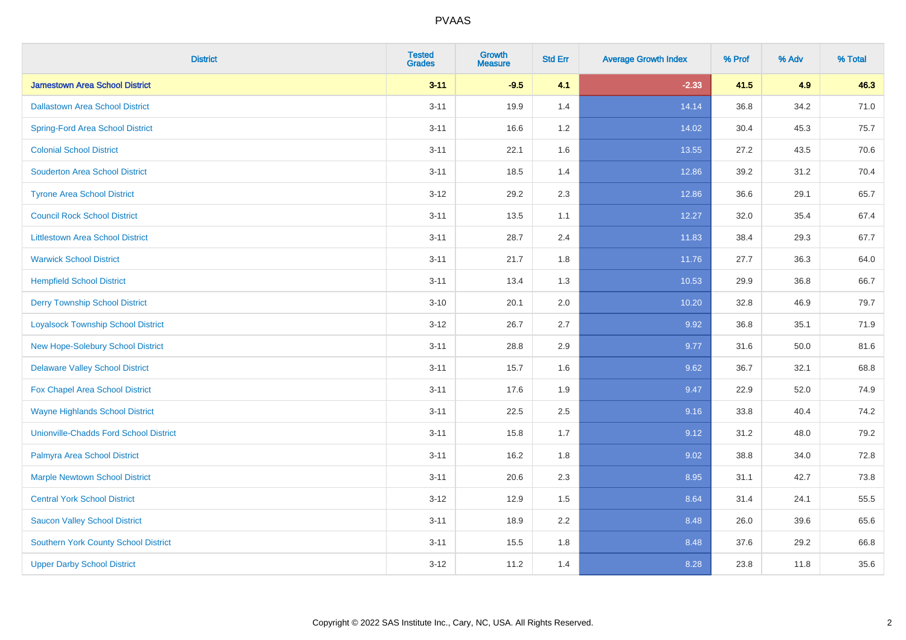# PVAAS

| District | Tested Grades | Growth Measure | Std Err | Average Growth Index | % Prof | % Adv | % Total |
|---|---|---|---|---|---|---|---|
| **Jamestown Area School District** | **3-11** | **-9.5** | **4.1** | **-2.33** | **41.5** | **4.9** | **46.3** |
| Dallastown Area School District | 3-11 | 19.9 | 1.4 | 14.14 | 36.8 | 34.2 | 71.0 |
| Spring-Ford Area School District | 3-11 | 16.6 | 1.2 | 14.02 | 30.4 | 45.3 | 75.7 |
| Colonial School District | 3-11 | 22.1 | 1.6 | 13.55 | 27.2 | 43.5 | 70.6 |
| Souderton Area School District | 3-11 | 18.5 | 1.4 | 12.86 | 39.2 | 31.2 | 70.4 |
| Tyrone Area School District | 3-12 | 29.2 | 2.3 | 12.86 | 36.6 | 29.1 | 65.7 |
| Council Rock School District | 3-11 | 13.5 | 1.1 | 12.27 | 32.0 | 35.4 | 67.4 |
| Littlestown Area School District | 3-11 | 28.7 | 2.4 | 11.83 | 38.4 | 29.3 | 67.7 |
| Warwick School District | 3-11 | 21.7 | 1.8 | 11.76 | 27.7 | 36.3 | 64.0 |
| Hempfield School District | 3-11 | 13.4 | 1.3 | 10.53 | 29.9 | 36.8 | 66.7 |
| Derry Township School District | 3-10 | 20.1 | 2.0 | 10.20 | 32.8 | 46.9 | 79.7 |
| Loyalsock Township School District | 3-12 | 26.7 | 2.7 | 9.92 | 36.8 | 35.1 | 71.9 |
| New Hope-Solebury School District | 3-11 | 28.8 | 2.9 | 9.77 | 31.6 | 50.0 | 81.6 |
| Delaware Valley School District | 3-11 | 15.7 | 1.6 | 9.62 | 36.7 | 32.1 | 68.8 |
| Fox Chapel Area School District | 3-11 | 17.6 | 1.9 | 9.47 | 22.9 | 52.0 | 74.9 |
| Wayne Highlands School District | 3-11 | 22.5 | 2.5 | 9.16 | 33.8 | 40.4 | 74.2 |
| Unionville-Chadds Ford School District | 3-11 | 15.8 | 1.7 | 9.12 | 31.2 | 48.0 | 79.2 |
| Palmyra Area School District | 3-11 | 16.2 | 1.8 | 9.02 | 38.8 | 34.0 | 72.8 |
| Marple Newtown School District | 3-11 | 20.6 | 2.3 | 8.95 | 31.1 | 42.7 | 73.8 |
| Central York School District | 3-12 | 12.9 | 1.5 | 8.64 | 31.4 | 24.1 | 55.5 |
| Saucon Valley School District | 3-11 | 18.9 | 2.2 | 8.48 | 26.0 | 39.6 | 65.6 |
| Southern York County School District | 3-11 | 15.5 | 1.8 | 8.48 | 37.6 | 29.2 | 66.8 |
| Upper Darby School District | 3-12 | 11.2 | 1.4 | 8.28 | 23.8 | 11.8 | 35.6 |

Copyright © 2022 SAS Institute Inc., Cary, NC, USA. All Rights Reserved.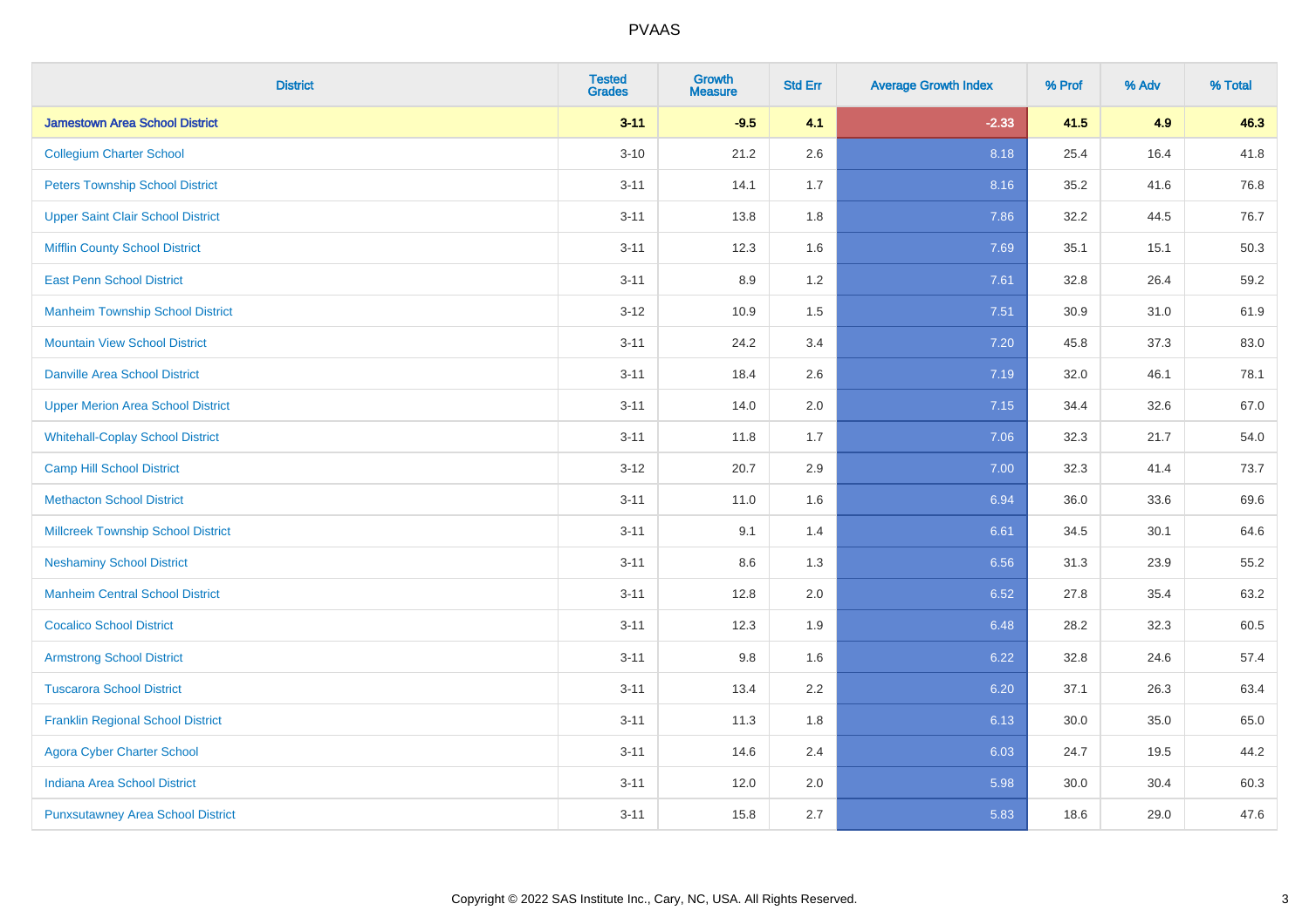PVAAS

| District | Tested Grades | Growth Measure | Std Err | Average Growth Index | % Prof | % Adv | % Total |
|---|---|---|---|---|---|---|---|
| **Jamestown Area School District** | **3-11** | **-9.5** | **4.1** | **-2.33** | **41.5** | **4.9** | **46.3** |
| Collegium Charter School | 3-10 | 21.2 | 2.6 | 8.18 | 25.4 | 16.4 | 41.8 |
| Peters Township School District | 3-11 | 14.1 | 1.7 | 8.16 | 35.2 | 41.6 | 76.8 |
| Upper Saint Clair School District | 3-11 | 13.8 | 1.8 | 7.86 | 32.2 | 44.5 | 76.7 |
| Mifflin County School District | 3-11 | 12.3 | 1.6 | 7.69 | 35.1 | 15.1 | 50.3 |
| East Penn School District | 3-11 | 8.9 | 1.2 | 7.61 | 32.8 | 26.4 | 59.2 |
| Manheim Township School District | 3-12 | 10.9 | 1.5 | 7.51 | 30.9 | 31.0 | 61.9 |
| Mountain View School District | 3-11 | 24.2 | 3.4 | 7.20 | 45.8 | 37.3 | 83.0 |
| Danville Area School District | 3-11 | 18.4 | 2.6 | 7.19 | 32.0 | 46.1 | 78.1 |
| Upper Merion Area School District | 3-11 | 14.0 | 2.0 | 7.15 | 34.4 | 32.6 | 67.0 |
| Whitehall-Coplay School District | 3-11 | 11.8 | 1.7 | 7.06 | 32.3 | 21.7 | 54.0 |
| Camp Hill School District | 3-12 | 20.7 | 2.9 | 7.00 | 32.3 | 41.4 | 73.7 |
| Methacton School District | 3-11 | 11.0 | 1.6 | 6.94 | 36.0 | 33.6 | 69.6 |
| Millcreek Township School District | 3-11 | 9.1 | 1.4 | 6.61 | 34.5 | 30.1 | 64.6 |
| Neshaminy School District | 3-11 | 8.6 | 1.3 | 6.56 | 31.3 | 23.9 | 55.2 |
| Manheim Central School District | 3-11 | 12.8 | 2.0 | 6.52 | 27.8 | 35.4 | 63.2 |
| Cocalico School District | 3-11 | 12.3 | 1.9 | 6.48 | 28.2 | 32.3 | 60.5 |
| Armstrong School District | 3-11 | 9.8 | 1.6 | 6.22 | 32.8 | 24.6 | 57.4 |
| Tuscarora School District | 3-11 | 13.4 | 2.2 | 6.20 | 37.1 | 26.3 | 63.4 |
| Franklin Regional School District | 3-11 | 11.3 | 1.8 | 6.13 | 30.0 | 35.0 | 65.0 |
| Agora Cyber Charter School | 3-11 | 14.6 | 2.4 | 6.03 | 24.7 | 19.5 | 44.2 |
| Indiana Area School District | 3-11 | 12.0 | 2.0 | 5.98 | 30.0 | 30.4 | 60.3 |
| Punxsutawney Area School District | 3-11 | 15.8 | 2.7 | 5.83 | 18.6 | 29.0 | 47.6 |

Copyright © 2022 SAS Institute Inc., Cary, NC, USA. All Rights Reserved.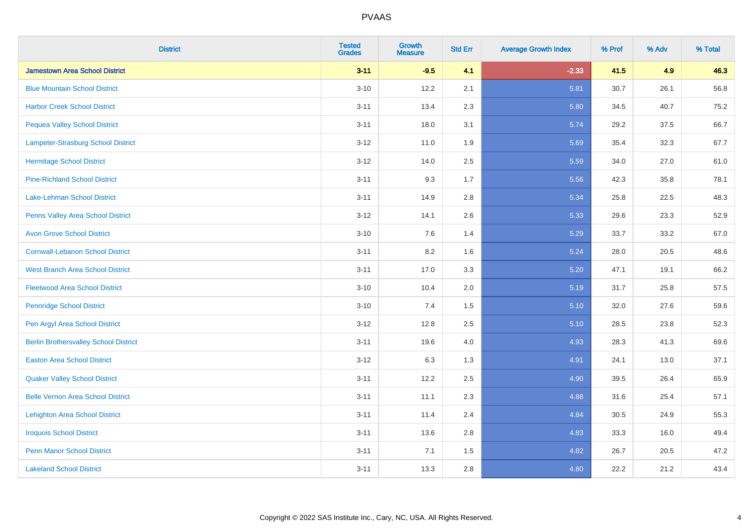PVAAS

| District | Tested Grades | Growth Measure | Std Err | Average Growth Index | % Prof | % Adv | % Total |
|---|---|---|---|---|---|---|---|
| **Jamestown Area School District** | **3-11** | **-9.5** | **4.1** | **-2.33** | **41.5** | **4.9** | **46.3** |
| Blue Mountain School District | 3-10 | 12.2 | 2.1 | 5.81 | 30.7 | 26.1 | 56.8 |
| Harbor Creek School District | 3-11 | 13.4 | 2.3 | 5.80 | 34.5 | 40.7 | 75.2 |
| Pequea Valley School District | 3-11 | 18.0 | 3.1 | 5.74 | 29.2 | 37.5 | 66.7 |
| Lampeter-Strasburg School District | 3-12 | 11.0 | 1.9 | 5.69 | 35.4 | 32.3 | 67.7 |
| Hermitage School District | 3-12 | 14.0 | 2.5 | 5.59 | 34.0 | 27.0 | 61.0 |
| Pine-Richland School District | 3-11 | 9.3 | 1.7 | 5.56 | 42.3 | 35.8 | 78.1 |
| Lake-Lehman School District | 3-11 | 14.9 | 2.8 | 5.34 | 25.8 | 22.5 | 48.3 |
| Penns Valley Area School District | 3-12 | 14.1 | 2.6 | 5.33 | 29.6 | 23.3 | 52.9 |
| Avon Grove School District | 3-10 | 7.6 | 1.4 | 5.29 | 33.7 | 33.2 | 67.0 |
| Cornwall-Lebanon School District | 3-11 | 8.2 | 1.6 | 5.24 | 28.0 | 20.5 | 48.6 |
| West Branch Area School District | 3-11 | 17.0 | 3.3 | 5.20 | 47.1 | 19.1 | 66.2 |
| Fleetwood Area School District | 3-10 | 10.4 | 2.0 | 5.19 | 31.7 | 25.8 | 57.5 |
| Pennridge School District | 3-10 | 7.4 | 1.5 | 5.10 | 32.0 | 27.6 | 59.6 |
| Pen Argyl Area School District | 3-12 | 12.8 | 2.5 | 5.10 | 28.5 | 23.8 | 52.3 |
| Berlin Brothersvalley School District | 3-11 | 19.6 | 4.0 | 4.93 | 28.3 | 41.3 | 69.6 |
| Easton Area School District | 3-12 | 6.3 | 1.3 | 4.91 | 24.1 | 13.0 | 37.1 |
| Quaker Valley School District | 3-11 | 12.2 | 2.5 | 4.90 | 39.5 | 26.4 | 65.9 |
| Belle Vernon Area School District | 3-11 | 11.1 | 2.3 | 4.88 | 31.6 | 25.4 | 57.1 |
| Lehighton Area School District | 3-11 | 11.4 | 2.4 | 4.84 | 30.5 | 24.9 | 55.3 |
| Iroquois School District | 3-11 | 13.6 | 2.8 | 4.83 | 33.3 | 16.0 | 49.4 |
| Penn Manor School District | 3-11 | 7.1 | 1.5 | 4.82 | 26.7 | 20.5 | 47.2 |
| Lakeland School District | 3-11 | 13.3 | 2.8 | 4.80 | 22.2 | 21.2 | 43.4 |

Copyright © 2022 SAS Institute Inc., Cary, NC, USA. All Rights Reserved.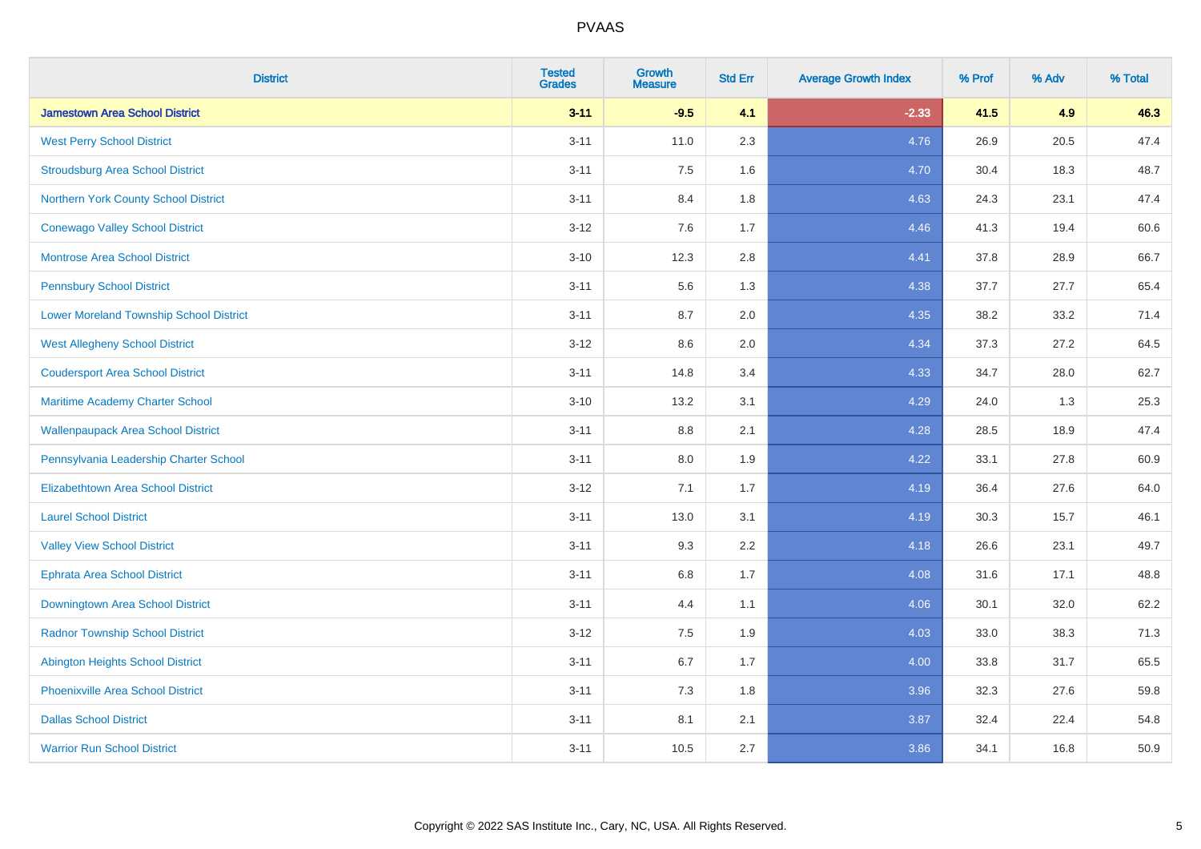| District | Tested Grades | Growth Measure | Std Err | Average Growth Index | % Prof | % Adv | % Total |
|---|---|---|---|---|---|---|---|
| **Jamestown Area School District** | **3-11** | **-9.5** | **4.1** | **-2.33** | **41.5** | **4.9** | **46.3** |
| West Perry School District | 3-11 | 11.0 | 2.3 | 4.76 | 26.9 | 20.5 | 47.4 |
| Stroudsburg Area School District | 3-11 | 7.5 | 1.6 | 4.70 | 30.4 | 18.3 | 48.7 |
| Northern York County School District | 3-11 | 8.4 | 1.8 | 4.63 | 24.3 | 23.1 | 47.4 |
| Conewago Valley School District | 3-12 | 7.6 | 1.7 | 4.46 | 41.3 | 19.4 | 60.6 |
| Montrose Area School District | 3-10 | 12.3 | 2.8 | 4.41 | 37.8 | 28.9 | 66.7 |
| Pennsbury School District | 3-11 | 5.6 | 1.3 | 4.38 | 37.7 | 27.7 | 65.4 |
| Lower Moreland Township School District | 3-11 | 8.7 | 2.0 | 4.35 | 38.2 | 33.2 | 71.4 |
| West Allegheny School District | 3-12 | 8.6 | 2.0 | 4.34 | 37.3 | 27.2 | 64.5 |
| Coudersport Area School District | 3-11 | 14.8 | 3.4 | 4.33 | 34.7 | 28.0 | 62.7 |
| Maritime Academy Charter School | 3-10 | 13.2 | 3.1 | 4.29 | 24.0 | 1.3 | 25.3 |
| Wallenpaupack Area School District | 3-11 | 8.8 | 2.1 | 4.28 | 28.5 | 18.9 | 47.4 |
| Pennsylvania Leadership Charter School | 3-11 | 8.0 | 1.9 | 4.22 | 33.1 | 27.8 | 60.9 |
| Elizabethtown Area School District | 3-12 | 7.1 | 1.7 | 4.19 | 36.4 | 27.6 | 64.0 |
| Laurel School District | 3-11 | 13.0 | 3.1 | 4.19 | 30.3 | 15.7 | 46.1 |
| Valley View School District | 3-11 | 9.3 | 2.2 | 4.18 | 26.6 | 23.1 | 49.7 |
| Ephrata Area School District | 3-11 | 6.8 | 1.7 | 4.08 | 31.6 | 17.1 | 48.8 |
| Downingtown Area School District | 3-11 | 4.4 | 1.1 | 4.06 | 30.1 | 32.0 | 62.2 |
| Radnor Township School District | 3-12 | 7.5 | 1.9 | 4.03 | 33.0 | 38.3 | 71.3 |
| Abington Heights School District | 3-11 | 6.7 | 1.7 | 4.00 | 33.8 | 31.7 | 65.5 |
| Phoenixville Area School District | 3-11 | 7.3 | 1.8 | 3.96 | 32.3 | 27.6 | 59.8 |
| Dallas School District | 3-11 | 8.1 | 2.1 | 3.87 | 32.4 | 22.4 | 54.8 |
| Warrior Run School District | 3-11 | 10.5 | 2.7 | 3.86 | 34.1 | 16.8 | 50.9 |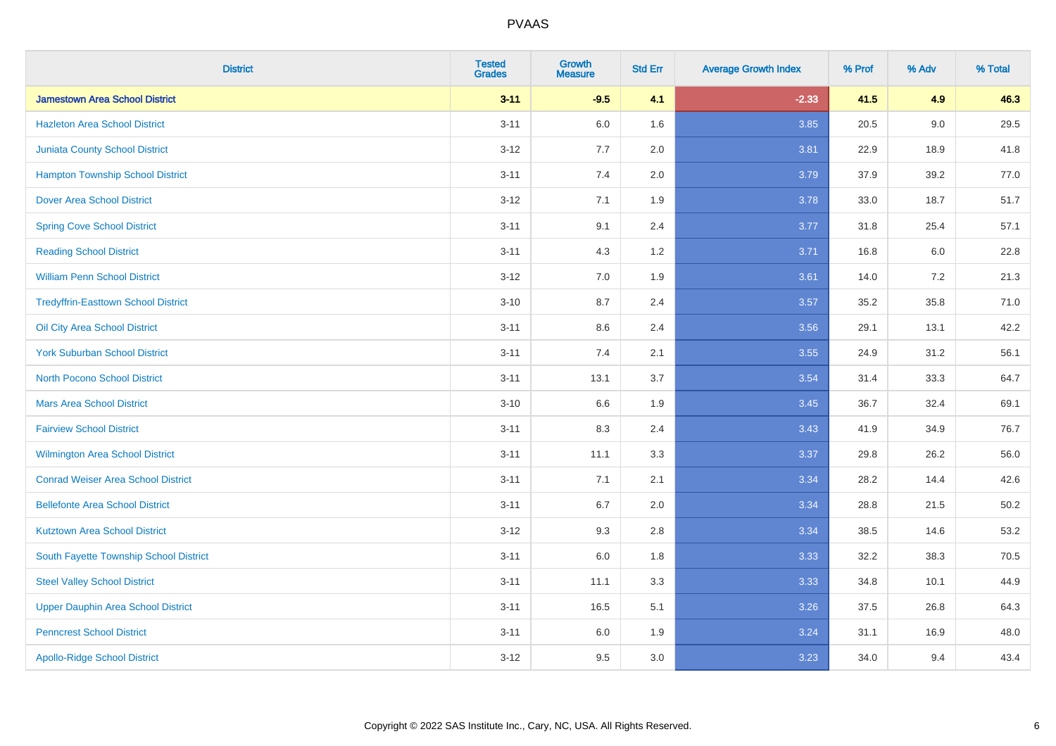# PVAAS

| District | Tested Grades | Growth Measure | Std Err | Average Growth Index | % Prof | % Adv | % Total |
|---|---|---|---|---|---|---|---|
| **Jamestown Area School District** | **3-11** | **-9.5** | **4.1** | **-2.33** | **41.5** | **4.9** | **46.3** |
| Hazleton Area School District | 3-11 | 6.0 | 1.6 | 3.85 | 20.5 | 9.0 | 29.5 |
| Juniata County School District | 3-12 | 7.7 | 2.0 | 3.81 | 22.9 | 18.9 | 41.8 |
| Hampton Township School District | 3-11 | 7.4 | 2.0 | 3.79 | 37.9 | 39.2 | 77.0 |
| Dover Area School District | 3-12 | 7.1 | 1.9 | 3.78 | 33.0 | 18.7 | 51.7 |
| Spring Cove School District | 3-11 | 9.1 | 2.4 | 3.77 | 31.8 | 25.4 | 57.1 |
| Reading School District | 3-11 | 4.3 | 1.2 | 3.71 | 16.8 | 6.0 | 22.8 |
| William Penn School District | 3-12 | 7.0 | 1.9 | 3.61 | 14.0 | 7.2 | 21.3 |
| Tredyffrin-Easttown School District | 3-10 | 8.7 | 2.4 | 3.57 | 35.2 | 35.8 | 71.0 |
| Oil City Area School District | 3-11 | 8.6 | 2.4 | 3.56 | 29.1 | 13.1 | 42.2 |
| York Suburban School District | 3-11 | 7.4 | 2.1 | 3.55 | 24.9 | 31.2 | 56.1 |
| North Pocono School District | 3-11 | 13.1 | 3.7 | 3.54 | 31.4 | 33.3 | 64.7 |
| Mars Area School District | 3-10 | 6.6 | 1.9 | 3.45 | 36.7 | 32.4 | 69.1 |
| Fairview School District | 3-11 | 8.3 | 2.4 | 3.43 | 41.9 | 34.9 | 76.7 |
| Wilmington Area School District | 3-11 | 11.1 | 3.3 | 3.37 | 29.8 | 26.2 | 56.0 |
| Conrad Weiser Area School District | 3-11 | 7.1 | 2.1 | 3.34 | 28.2 | 14.4 | 42.6 |
| Bellefonte Area School District | 3-11 | 6.7 | 2.0 | 3.34 | 28.8 | 21.5 | 50.2 |
| Kutztown Area School District | 3-12 | 9.3 | 2.8 | 3.34 | 38.5 | 14.6 | 53.2 |
| South Fayette Township School District | 3-11 | 6.0 | 1.8 | 3.33 | 32.2 | 38.3 | 70.5 |
| Steel Valley School District | 3-11 | 11.1 | 3.3 | 3.33 | 34.8 | 10.1 | 44.9 |
| Upper Dauphin Area School District | 3-11 | 16.5 | 5.1 | 3.26 | 37.5 | 26.8 | 64.3 |
| Penncrest School District | 3-11 | 6.0 | 1.9 | 3.24 | 31.1 | 16.9 | 48.0 |
| Apollo-Ridge School District | 3-12 | 9.5 | 3.0 | 3.23 | 34.0 | 9.4 | 43.4 |

Copyright © 2022 SAS Institute Inc., Cary, NC, USA. All Rights Reserved.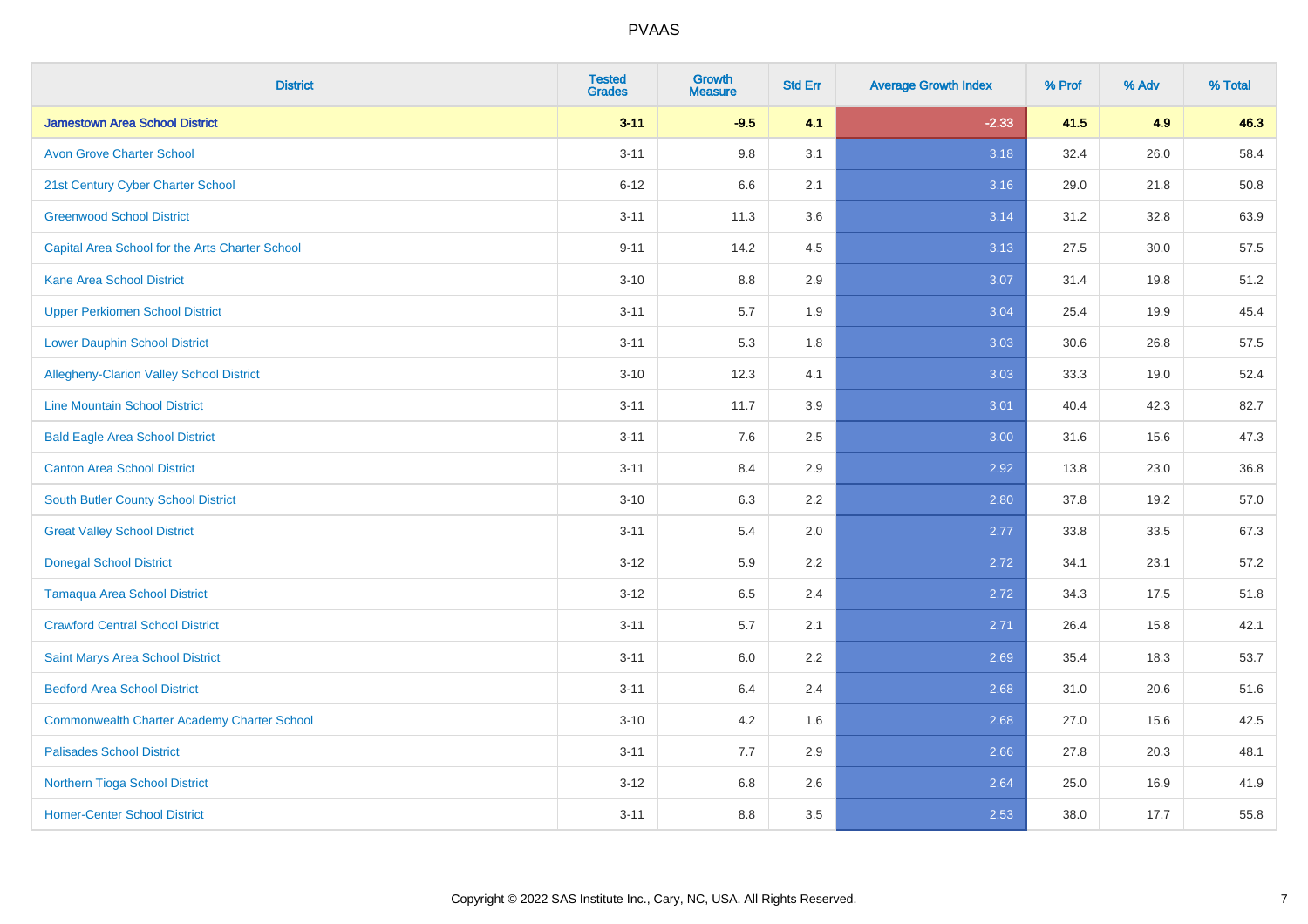| District | Tested Grades | Growth Measure | Std Err | Average Growth Index | % Prof | % Adv | % Total |
|---|---|---|---|---|---|---|---|
| **Jamestown Area School District** | **3-11** | **-9.5** | **4.1** | **-2.33** | **41.5** | **4.9** | **46.3** |
| Avon Grove Charter School | 3-11 | 9.8 | 3.1 | 3.18 | 32.4 | 26.0 | 58.4 |
| 21st Century Cyber Charter School | 6-12 | 6.6 | 2.1 | 3.16 | 29.0 | 21.8 | 50.8 |
| Greenwood School District | 3-11 | 11.3 | 3.6 | 3.14 | 31.2 | 32.8 | 63.9 |
| Capital Area School for the Arts Charter School | 9-11 | 14.2 | 4.5 | 3.13 | 27.5 | 30.0 | 57.5 |
| Kane Area School District | 3-10 | 8.8 | 2.9 | 3.07 | 31.4 | 19.8 | 51.2 |
| Upper Perkiomen School District | 3-11 | 5.7 | 1.9 | 3.04 | 25.4 | 19.9 | 45.4 |
| Lower Dauphin School District | 3-11 | 5.3 | 1.8 | 3.03 | 30.6 | 26.8 | 57.5 |
| Allegheny-Clarion Valley School District | 3-10 | 12.3 | 4.1 | 3.03 | 33.3 | 19.0 | 52.4 |
| Line Mountain School District | 3-11 | 11.7 | 3.9 | 3.01 | 40.4 | 42.3 | 82.7 |
| Bald Eagle Area School District | 3-11 | 7.6 | 2.5 | 3.00 | 31.6 | 15.6 | 47.3 |
| Canton Area School District | 3-11 | 8.4 | 2.9 | 2.92 | 13.8 | 23.0 | 36.8 |
| South Butler County School District | 3-10 | 6.3 | 2.2 | 2.80 | 37.8 | 19.2 | 57.0 |
| Great Valley School District | 3-11 | 5.4 | 2.0 | 2.77 | 33.8 | 33.5 | 67.3 |
| Donegal School District | 3-12 | 5.9 | 2.2 | 2.72 | 34.1 | 23.1 | 57.2 |
| Tamaqua Area School District | 3-12 | 6.5 | 2.4 | 2.72 | 34.3 | 17.5 | 51.8 |
| Crawford Central School District | 3-11 | 5.7 | 2.1 | 2.71 | 26.4 | 15.8 | 42.1 |
| Saint Marys Area School District | 3-11 | 6.0 | 2.2 | 2.69 | 35.4 | 18.3 | 53.7 |
| Bedford Area School District | 3-11 | 6.4 | 2.4 | 2.68 | 31.0 | 20.6 | 51.6 |
| Commonwealth Charter Academy Charter School | 3-10 | 4.2 | 1.6 | 2.68 | 27.0 | 15.6 | 42.5 |
| Palisades School District | 3-11 | 7.7 | 2.9 | 2.66 | 27.8 | 20.3 | 48.1 |
| Northern Tioga School District | 3-12 | 6.8 | 2.6 | 2.64 | 25.0 | 16.9 | 41.9 |
| Homer-Center School District | 3-11 | 8.8 | 3.5 | 2.53 | 38.0 | 17.7 | 55.8 |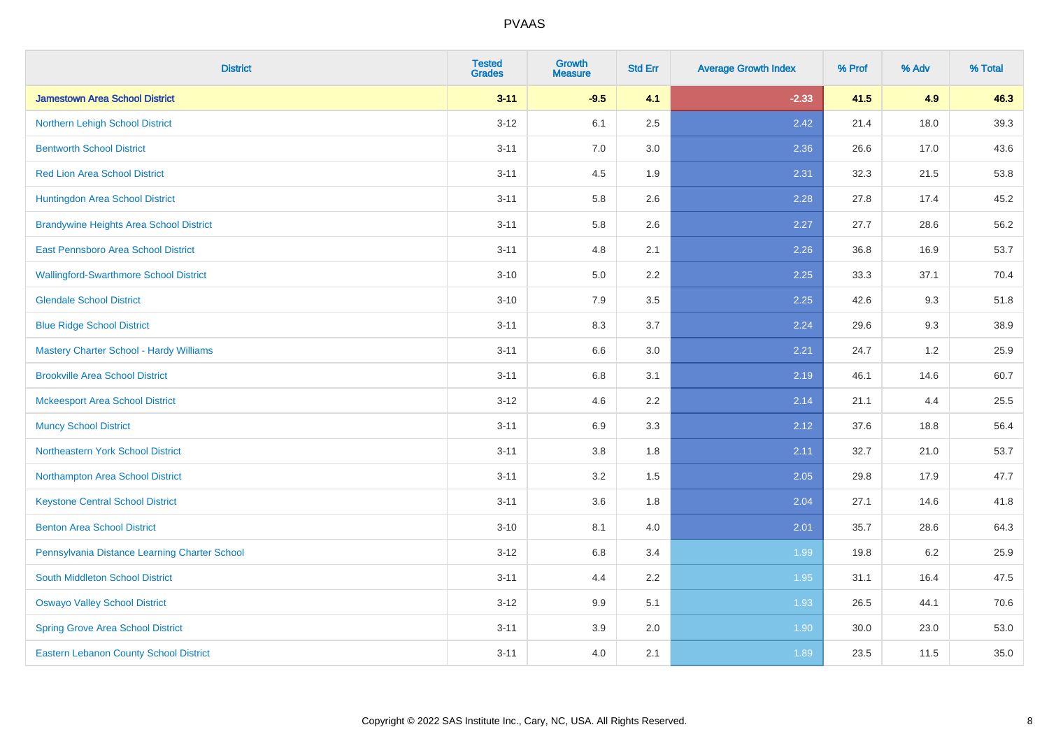# PVAAS

| District | Tested Grades | Growth Measure | Std Err | Average Growth Index | % Prof | % Adv | % Total |
|---|---|---|---|---|---|---|---|
| **Jamestown Area School District** | **3-11** | **-9.5** | **4.1** | **-2.33** | **41.5** | **4.9** | **46.3** |
| Northern Lehigh School District | 3-12 | 6.1 | 2.5 | 2.42 | 21.4 | 18.0 | 39.3 |
| Bentworth School District | 3-11 | 7.0 | 3.0 | 2.36 | 26.6 | 17.0 | 43.6 |
| Red Lion Area School District | 3-11 | 4.5 | 1.9 | 2.31 | 32.3 | 21.5 | 53.8 |
| Huntingdon Area School District | 3-11 | 5.8 | 2.6 | 2.28 | 27.8 | 17.4 | 45.2 |
| Brandywine Heights Area School District | 3-11 | 5.8 | 2.6 | 2.27 | 27.7 | 28.6 | 56.2 |
| East Pennsboro Area School District | 3-11 | 4.8 | 2.1 | 2.26 | 36.8 | 16.9 | 53.7 |
| Wallingford-Swarthmore School District | 3-10 | 5.0 | 2.2 | 2.25 | 33.3 | 37.1 | 70.4 |
| Glendale School District | 3-10 | 7.9 | 3.5 | 2.25 | 42.6 | 9.3 | 51.8 |
| Blue Ridge School District | 3-11 | 8.3 | 3.7 | 2.24 | 29.6 | 9.3 | 38.9 |
| Mastery Charter School - Hardy Williams | 3-11 | 6.6 | 3.0 | 2.21 | 24.7 | 1.2 | 25.9 |
| Brookville Area School District | 3-11 | 6.8 | 3.1 | 2.19 | 46.1 | 14.6 | 60.7 |
| Mckeesport Area School District | 3-12 | 4.6 | 2.2 | 2.14 | 21.1 | 4.4 | 25.5 |
| Muncy School District | 3-11 | 6.9 | 3.3 | 2.12 | 37.6 | 18.8 | 56.4 |
| Northeastern York School District | 3-11 | 3.8 | 1.8 | 2.11 | 32.7 | 21.0 | 53.7 |
| Northampton Area School District | 3-11 | 3.2 | 1.5 | 2.05 | 29.8 | 17.9 | 47.7 |
| Keystone Central School District | 3-11 | 3.6 | 1.8 | 2.04 | 27.1 | 14.6 | 41.8 |
| Benton Area School District | 3-10 | 8.1 | 4.0 | 2.01 | 35.7 | 28.6 | 64.3 |
| Pennsylvania Distance Learning Charter School | 3-12 | 6.8 | 3.4 | 1.99 | 19.8 | 6.2 | 25.9 |
| South Middleton School District | 3-11 | 4.4 | 2.2 | 1.95 | 31.1 | 16.4 | 47.5 |
| Oswayo Valley School District | 3-12 | 9.9 | 5.1 | 1.93 | 26.5 | 44.1 | 70.6 |
| Spring Grove Area School District | 3-11 | 3.9 | 2.0 | 1.90 | 30.0 | 23.0 | 53.0 |
| Eastern Lebanon County School District | 3-11 | 4.0 | 2.1 | 1.89 | 23.5 | 11.5 | 35.0 |

Copyright © 2022 SAS Institute Inc., Cary, NC, USA. All Rights Reserved.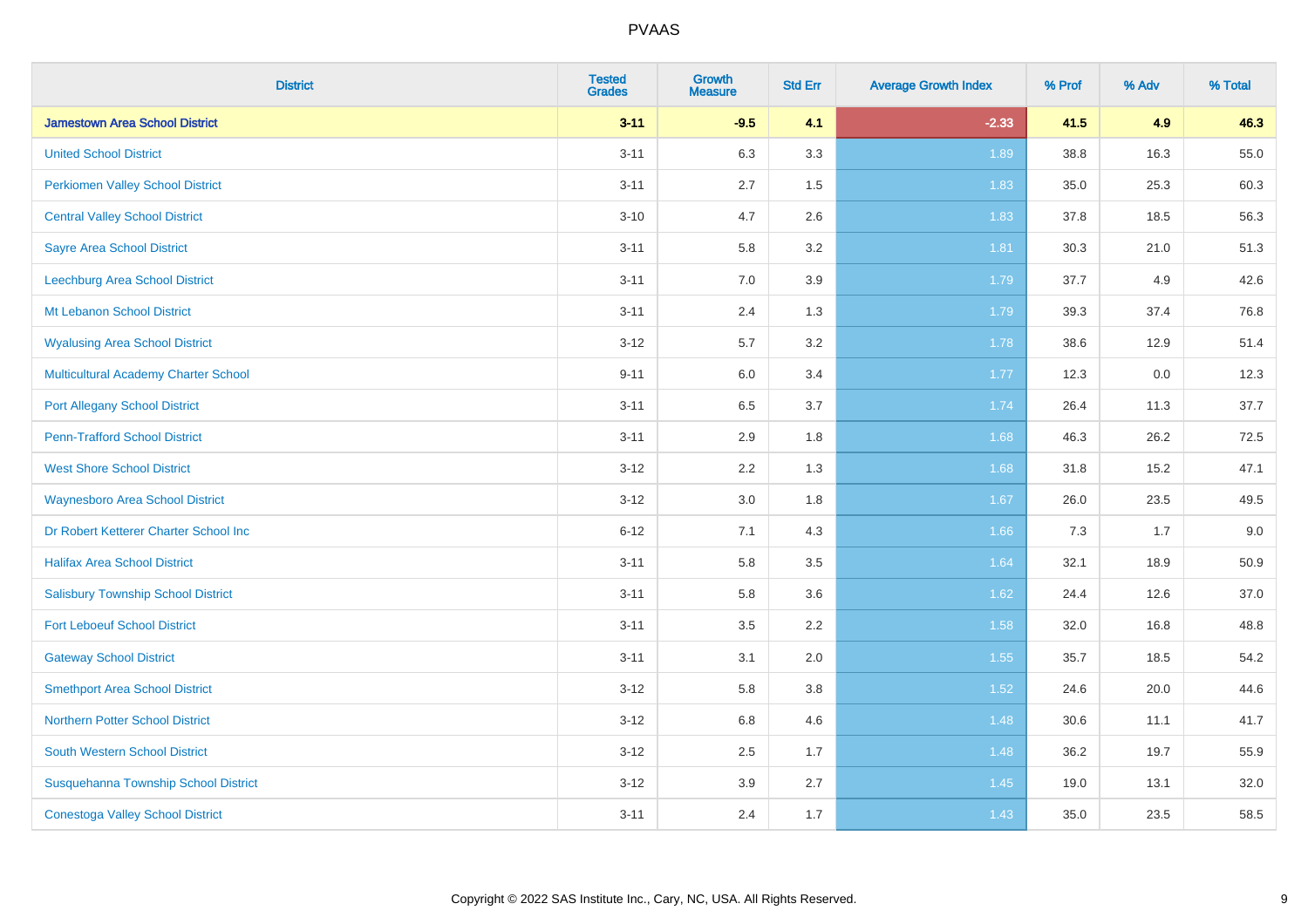| District | Tested Grades | Growth Measure | Std Err | Average Growth Index | % Prof | % Adv | % Total |
|---|---|---|---|---|---|---|---|
| **Jamestown Area School District** | **3-11** | **-9.5** | **4.1** | **-2.33** | **41.5** | **4.9** | **46.3** |
| United School District | 3-11 | 6.3 | 3.3 | 1.89 | 38.8 | 16.3 | 55.0 |
| Perkiomen Valley School District | 3-11 | 2.7 | 1.5 | 1.83 | 35.0 | 25.3 | 60.3 |
| Central Valley School District | 3-10 | 4.7 | 2.6 | 1.83 | 37.8 | 18.5 | 56.3 |
| Sayre Area School District | 3-11 | 5.8 | 3.2 | 1.81 | 30.3 | 21.0 | 51.3 |
| Leechburg Area School District | 3-11 | 7.0 | 3.9 | 1.79 | 37.7 | 4.9 | 42.6 |
| Mt Lebanon School District | 3-11 | 2.4 | 1.3 | 1.79 | 39.3 | 37.4 | 76.8 |
| Wyalusing Area School District | 3-12 | 5.7 | 3.2 | 1.78 | 38.6 | 12.9 | 51.4 |
| Multicultural Academy Charter School | 9-11 | 6.0 | 3.4 | 1.77 | 12.3 | 0.0 | 12.3 |
| Port Allegany School District | 3-11 | 6.5 | 3.7 | 1.74 | 26.4 | 11.3 | 37.7 |
| Penn-Trafford School District | 3-11 | 2.9 | 1.8 | 1.68 | 46.3 | 26.2 | 72.5 |
| West Shore School District | 3-12 | 2.2 | 1.3 | 1.68 | 31.8 | 15.2 | 47.1 |
| Waynesboro Area School District | 3-12 | 3.0 | 1.8 | 1.67 | 26.0 | 23.5 | 49.5 |
| Dr Robert Ketterer Charter School Inc | 6-12 | 7.1 | 4.3 | 1.66 | 7.3 | 1.7 | 9.0 |
| Halifax Area School District | 3-11 | 5.8 | 3.5 | 1.64 | 32.1 | 18.9 | 50.9 |
| Salisbury Township School District | 3-11 | 5.8 | 3.6 | 1.62 | 24.4 | 12.6 | 37.0 |
| Fort Leboeuf School District | 3-11 | 3.5 | 2.2 | 1.58 | 32.0 | 16.8 | 48.8 |
| Gateway School District | 3-11 | 3.1 | 2.0 | 1.55 | 35.7 | 18.5 | 54.2 |
| Smethport Area School District | 3-12 | 5.8 | 3.8 | 1.52 | 24.6 | 20.0 | 44.6 |
| Northern Potter School District | 3-12 | 6.8 | 4.6 | 1.48 | 30.6 | 11.1 | 41.7 |
| South Western School District | 3-12 | 2.5 | 1.7 | 1.48 | 36.2 | 19.7 | 55.9 |
| Susquehanna Township School District | 3-12 | 3.9 | 2.7 | 1.45 | 19.0 | 13.1 | 32.0 |
| Conestoga Valley School District | 3-11 | 2.4 | 1.7 | 1.43 | 35.0 | 23.5 | 58.5 |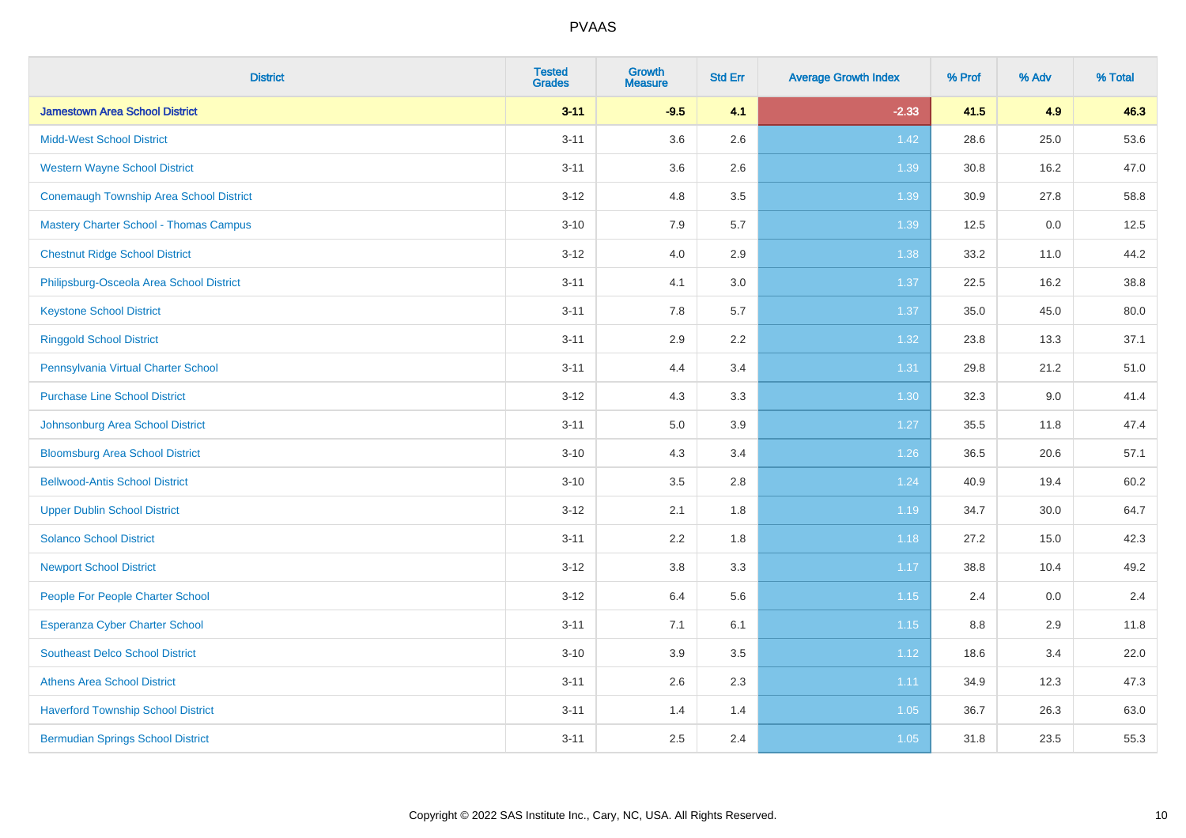| District | Tested Grades | Growth Measure | Std Err | Average Growth Index | % Prof | % Adv | % Total |
|---|---|---|---|---|---|---|---|
| **Jamestown Area School District** | **3-11** | **-9.5** | **4.1** | **-2.33** | **41.5** | **4.9** | **46.3** |
| Midd-West School District | 3-11 | 3.6 | 2.6 | 1.42 | 28.6 | 25.0 | 53.6 |
| Western Wayne School District | 3-11 | 3.6 | 2.6 | 1.39 | 30.8 | 16.2 | 47.0 |
| Conemaugh Township Area School District | 3-12 | 4.8 | 3.5 | 1.39 | 30.9 | 27.8 | 58.8 |
| Mastery Charter School - Thomas Campus | 3-10 | 7.9 | 5.7 | 1.39 | 12.5 | 0.0 | 12.5 |
| Chestnut Ridge School District | 3-12 | 4.0 | 2.9 | 1.38 | 33.2 | 11.0 | 44.2 |
| Philipsburg-Osceola Area School District | 3-11 | 4.1 | 3.0 | 1.37 | 22.5 | 16.2 | 38.8 |
| Keystone School District | 3-11 | 7.8 | 5.7 | 1.37 | 35.0 | 45.0 | 80.0 |
| Ringgold School District | 3-11 | 2.9 | 2.2 | 1.32 | 23.8 | 13.3 | 37.1 |
| Pennsylvania Virtual Charter School | 3-11 | 4.4 | 3.4 | 1.31 | 29.8 | 21.2 | 51.0 |
| Purchase Line School District | 3-12 | 4.3 | 3.3 | 1.30 | 32.3 | 9.0 | 41.4 |
| Johnsonburg Area School District | 3-11 | 5.0 | 3.9 | 1.27 | 35.5 | 11.8 | 47.4 |
| Bloomsburg Area School District | 3-10 | 4.3 | 3.4 | 1.26 | 36.5 | 20.6 | 57.1 |
| Bellwood-Antis School District | 3-10 | 3.5 | 2.8 | 1.24 | 40.9 | 19.4 | 60.2 |
| Upper Dublin School District | 3-12 | 2.1 | 1.8 | 1.19 | 34.7 | 30.0 | 64.7 |
| Solanco School District | 3-11 | 2.2 | 1.8 | 1.18 | 27.2 | 15.0 | 42.3 |
| Newport School District | 3-12 | 3.8 | 3.3 | 1.17 | 38.8 | 10.4 | 49.2 |
| People For People Charter School | 3-12 | 6.4 | 5.6 | 1.15 | 2.4 | 0.0 | 2.4 |
| Esperanza Cyber Charter School | 3-11 | 7.1 | 6.1 | 1.15 | 8.8 | 2.9 | 11.8 |
| Southeast Delco School District | 3-10 | 3.9 | 3.5 | 1.12 | 18.6 | 3.4 | 22.0 |
| Athens Area School District | 3-11 | 2.6 | 2.3 | 1.11 | 34.9 | 12.3 | 47.3 |
| Haverford Township School District | 3-11 | 1.4 | 1.4 | 1.05 | 36.7 | 26.3 | 63.0 |
| Bermudian Springs School District | 3-11 | 2.5 | 2.4 | 1.05 | 31.8 | 23.5 | 55.3 |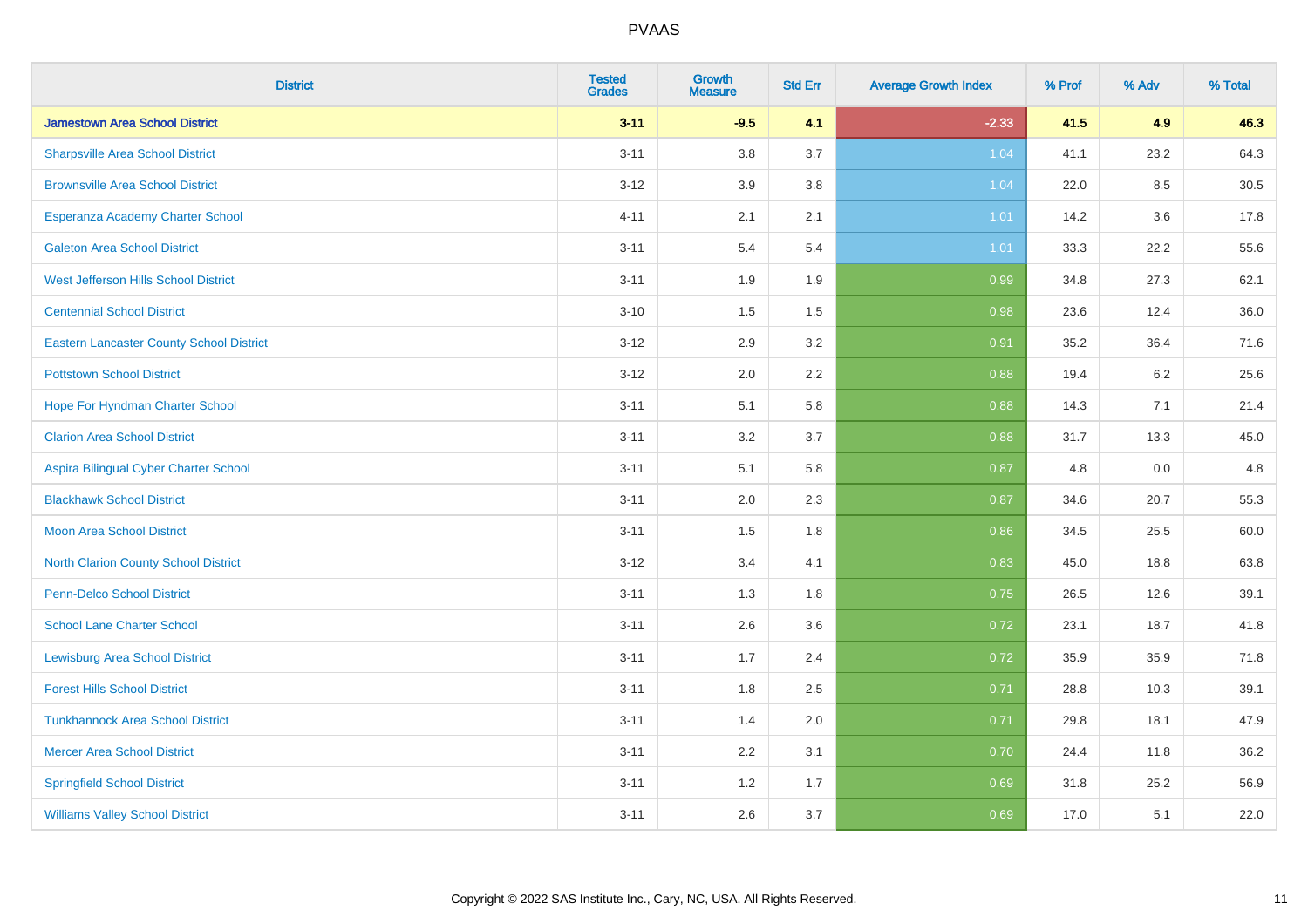# PVAAS

| District | Tested Grades | Growth Measure | Std Err | Average Growth Index | % Prof | % Adv | % Total |
|---|---|---|---|---|---|---|---|
| **Jamestown Area School District** | **3-11** | **-9.5** | **4.1** | **-2.33** | **41.5** | **4.9** | **46.3** |
| Sharpsville Area School District | 3-11 | 3.8 | 3.7 | 1.04 | 41.1 | 23.2 | 64.3 |
| Brownsville Area School District | 3-12 | 3.9 | 3.8 | 1.04 | 22.0 | 8.5 | 30.5 |
| Esperanza Academy Charter School | 4-11 | 2.1 | 2.1 | 1.01 | 14.2 | 3.6 | 17.8 |
| Galeton Area School District | 3-11 | 5.4 | 5.4 | 1.01 | 33.3 | 22.2 | 55.6 |
| West Jefferson Hills School District | 3-11 | 1.9 | 1.9 | 0.99 | 34.8 | 27.3 | 62.1 |
| Centennial School District | 3-10 | 1.5 | 1.5 | 0.98 | 23.6 | 12.4 | 36.0 |
| Eastern Lancaster County School District | 3-12 | 2.9 | 3.2 | 0.91 | 35.2 | 36.4 | 71.6 |
| Pottstown School District | 3-12 | 2.0 | 2.2 | 0.88 | 19.4 | 6.2 | 25.6 |
| Hope For Hyndman Charter School | 3-11 | 5.1 | 5.8 | 0.88 | 14.3 | 7.1 | 21.4 |
| Clarion Area School District | 3-11 | 3.2 | 3.7 | 0.88 | 31.7 | 13.3 | 45.0 |
| Aspira Bilingual Cyber Charter School | 3-11 | 5.1 | 5.8 | 0.87 | 4.8 | 0.0 | 4.8 |
| Blackhawk School District | 3-11 | 2.0 | 2.3 | 0.87 | 34.6 | 20.7 | 55.3 |
| Moon Area School District | 3-11 | 1.5 | 1.8 | 0.86 | 34.5 | 25.5 | 60.0 |
| North Clarion County School District | 3-12 | 3.4 | 4.1 | 0.83 | 45.0 | 18.8 | 63.8 |
| Penn-Delco School District | 3-11 | 1.3 | 1.8 | 0.75 | 26.5 | 12.6 | 39.1 |
| School Lane Charter School | 3-11 | 2.6 | 3.6 | 0.72 | 23.1 | 18.7 | 41.8 |
| Lewisburg Area School District | 3-11 | 1.7 | 2.4 | 0.72 | 35.9 | 35.9 | 71.8 |
| Forest Hills School District | 3-11 | 1.8 | 2.5 | 0.71 | 28.8 | 10.3 | 39.1 |
| Tunkhannock Area School District | 3-11 | 1.4 | 2.0 | 0.71 | 29.8 | 18.1 | 47.9 |
| Mercer Area School District | 3-11 | 2.2 | 3.1 | 0.70 | 24.4 | 11.8 | 36.2 |
| Springfield School District | 3-11 | 1.2 | 1.7 | 0.69 | 31.8 | 25.2 | 56.9 |
| Williams Valley School District | 3-11 | 2.6 | 3.7 | 0.69 | 17.0 | 5.1 | 22.0 |

Copyright © 2022 SAS Institute Inc., Cary, NC, USA. All Rights Reserved.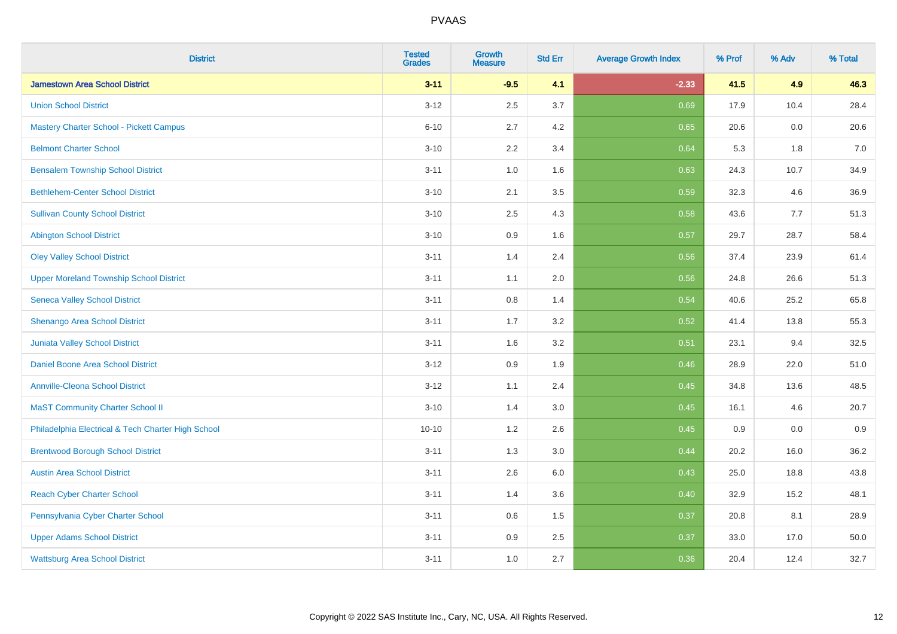# PVAAS

| District | Tested Grades | Growth Measure | Std Err | Average Growth Index | % Prof | % Adv | % Total |
|---|---|---|---|---|---|---|---|
| **Jamestown Area School District** | **3-11** | **-9.5** | **4.1** | **-2.33** | **41.5** | **4.9** | **46.3** |
| Union School District | 3-12 | 2.5 | 3.7 | 0.69 | 17.9 | 10.4 | 28.4 |
| Mastery Charter School - Pickett Campus | 6-10 | 2.7 | 4.2 | 0.65 | 20.6 | 0.0 | 20.6 |
| Belmont Charter School | 3-10 | 2.2 | 3.4 | 0.64 | 5.3 | 1.8 | 7.0 |
| Bensalem Township School District | 3-11 | 1.0 | 1.6 | 0.63 | 24.3 | 10.7 | 34.9 |
| Bethlehem-Center School District | 3-10 | 2.1 | 3.5 | 0.59 | 32.3 | 4.6 | 36.9 |
| Sullivan County School District | 3-10 | 2.5 | 4.3 | 0.58 | 43.6 | 7.7 | 51.3 |
| Abington School District | 3-10 | 0.9 | 1.6 | 0.57 | 29.7 | 28.7 | 58.4 |
| Oley Valley School District | 3-11 | 1.4 | 2.4 | 0.56 | 37.4 | 23.9 | 61.4 |
| Upper Moreland Township School District | 3-11 | 1.1 | 2.0 | 0.56 | 24.8 | 26.6 | 51.3 |
| Seneca Valley School District | 3-11 | 0.8 | 1.4 | 0.54 | 40.6 | 25.2 | 65.8 |
| Shenango Area School District | 3-11 | 1.7 | 3.2 | 0.52 | 41.4 | 13.8 | 55.3 |
| Juniata Valley School District | 3-11 | 1.6 | 3.2 | 0.51 | 23.1 | 9.4 | 32.5 |
| Daniel Boone Area School District | 3-12 | 0.9 | 1.9 | 0.46 | 28.9 | 22.0 | 51.0 |
| Annville-Cleona School District | 3-12 | 1.1 | 2.4 | 0.45 | 34.8 | 13.6 | 48.5 |
| MaST Community Charter School II | 3-10 | 1.4 | 3.0 | 0.45 | 16.1 | 4.6 | 20.7 |
| Philadelphia Electrical & Tech Charter High School | 10-10 | 1.2 | 2.6 | 0.45 | 0.9 | 0.0 | 0.9 |
| Brentwood Borough School District | 3-11 | 1.3 | 3.0 | 0.44 | 20.2 | 16.0 | 36.2 |
| Austin Area School District | 3-11 | 2.6 | 6.0 | 0.43 | 25.0 | 18.8 | 43.8 |
| Reach Cyber Charter School | 3-11 | 1.4 | 3.6 | 0.40 | 32.9 | 15.2 | 48.1 |
| Pennsylvania Cyber Charter School | 3-11 | 0.6 | 1.5 | 0.37 | 20.8 | 8.1 | 28.9 |
| Upper Adams School District | 3-11 | 0.9 | 2.5 | 0.37 | 33.0 | 17.0 | 50.0 |
| Wattsburg Area School District | 3-11 | 1.0 | 2.7 | 0.36 | 20.4 | 12.4 | 32.7 |

Copyright © 2022 SAS Institute Inc., Cary, NC, USA. All Rights Reserved.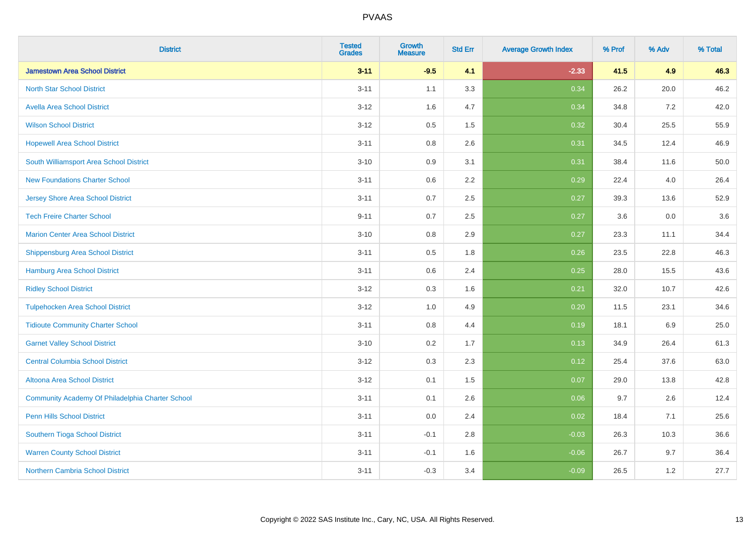# PVAAS

| District | Tested Grades | Growth Measure | Std Err | Average Growth Index | % Prof | % Adv | % Total |
|---|---|---|---|---|---|---|---|
| **Jamestown Area School District** | **3-11** | **-9.5** | **4.1** | **-2.33** | **41.5** | **4.9** | **46.3** |
| North Star School District | 3-11 | 1.1 | 3.3 | 0.34 | 26.2 | 20.0 | 46.2 |
| Avella Area School District | 3-12 | 1.6 | 4.7 | 0.34 | 34.8 | 7.2 | 42.0 |
| Wilson School District | 3-12 | 0.5 | 1.5 | 0.32 | 30.4 | 25.5 | 55.9 |
| Hopewell Area School District | 3-11 | 0.8 | 2.6 | 0.31 | 34.5 | 12.4 | 46.9 |
| South Williamsport Area School District | 3-10 | 0.9 | 3.1 | 0.31 | 38.4 | 11.6 | 50.0 |
| New Foundations Charter School | 3-11 | 0.6 | 2.2 | 0.29 | 22.4 | 4.0 | 26.4 |
| Jersey Shore Area School District | 3-11 | 0.7 | 2.5 | 0.27 | 39.3 | 13.6 | 52.9 |
| Tech Freire Charter School | 9-11 | 0.7 | 2.5 | 0.27 | 3.6 | 0.0 | 3.6 |
| Marion Center Area School District | 3-10 | 0.8 | 2.9 | 0.27 | 23.3 | 11.1 | 34.4 |
| Shippensburg Area School District | 3-11 | 0.5 | 1.8 | 0.26 | 23.5 | 22.8 | 46.3 |
| Hamburg Area School District | 3-11 | 0.6 | 2.4 | 0.25 | 28.0 | 15.5 | 43.6 |
| Ridley School District | 3-12 | 0.3 | 1.6 | 0.21 | 32.0 | 10.7 | 42.6 |
| Tulpehocken Area School District | 3-12 | 1.0 | 4.9 | 0.20 | 11.5 | 23.1 | 34.6 |
| Tidioute Community Charter School | 3-11 | 0.8 | 4.4 | 0.19 | 18.1 | 6.9 | 25.0 |
| Garnet Valley School District | 3-10 | 0.2 | 1.7 | 0.13 | 34.9 | 26.4 | 61.3 |
| Central Columbia School District | 3-12 | 0.3 | 2.3 | 0.12 | 25.4 | 37.6 | 63.0 |
| Altoona Area School District | 3-12 | 0.1 | 1.5 | 0.07 | 29.0 | 13.8 | 42.8 |
| Community Academy Of Philadelphia Charter School | 3-11 | 0.1 | 2.6 | 0.06 | 9.7 | 2.6 | 12.4 |
| Penn Hills School District | 3-11 | 0.0 | 2.4 | 0.02 | 18.4 | 7.1 | 25.6 |
| Southern Tioga School District | 3-11 | -0.1 | 2.8 | -0.03 | 26.3 | 10.3 | 36.6 |
| Warren County School District | 3-11 | -0.1 | 1.6 | -0.06 | 26.7 | 9.7 | 36.4 |
| Northern Cambria School District | 3-11 | -0.3 | 3.4 | -0.09 | 26.5 | 1.2 | 27.7 |

Copyright © 2022 SAS Institute Inc., Cary, NC, USA. All Rights Reserved.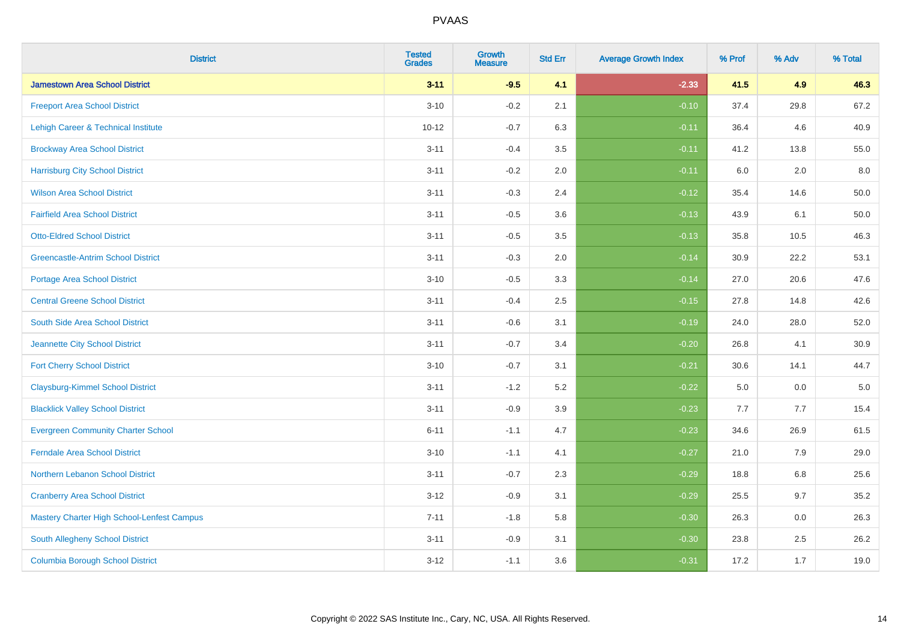| District | Tested Grades | Growth Measure | Std Err | Average Growth Index | % Prof | % Adv | % Total |
|---|---|---|---|---|---|---|---|
| **Jamestown Area School District** | **3-11** | **-9.5** | **4.1** | **-2.33** | **41.5** | **4.9** | **46.3** |
| Freeport Area School District | 3-10 | -0.2 | 2.1 | -0.10 | 37.4 | 29.8 | 67.2 |
| Lehigh Career & Technical Institute | 10-12 | -0.7 | 6.3 | -0.11 | 36.4 | 4.6 | 40.9 |
| Brockway Area School District | 3-11 | -0.4 | 3.5 | -0.11 | 41.2 | 13.8 | 55.0 |
| Harrisburg City School District | 3-11 | -0.2 | 2.0 | -0.11 | 6.0 | 2.0 | 8.0 |
| Wilson Area School District | 3-11 | -0.3 | 2.4 | -0.12 | 35.4 | 14.6 | 50.0 |
| Fairfield Area School District | 3-11 | -0.5 | 3.6 | -0.13 | 43.9 | 6.1 | 50.0 |
| Otto-Eldred School District | 3-11 | -0.5 | 3.5 | -0.13 | 35.8 | 10.5 | 46.3 |
| Greencastle-Antrim School District | 3-11 | -0.3 | 2.0 | -0.14 | 30.9 | 22.2 | 53.1 |
| Portage Area School District | 3-10 | -0.5 | 3.3 | -0.14 | 27.0 | 20.6 | 47.6 |
| Central Greene School District | 3-11 | -0.4 | 2.5 | -0.15 | 27.8 | 14.8 | 42.6 |
| South Side Area School District | 3-11 | -0.6 | 3.1 | -0.19 | 24.0 | 28.0 | 52.0 |
| Jeannette City School District | 3-11 | -0.7 | 3.4 | -0.20 | 26.8 | 4.1 | 30.9 |
| Fort Cherry School District | 3-10 | -0.7 | 3.1 | -0.21 | 30.6 | 14.1 | 44.7 |
| Claysburg-Kimmel School District | 3-11 | -1.2 | 5.2 | -0.22 | 5.0 | 0.0 | 5.0 |
| Blacklick Valley School District | 3-11 | -0.9 | 3.9 | -0.23 | 7.7 | 7.7 | 15.4 |
| Evergreen Community Charter School | 6-11 | -1.1 | 4.7 | -0.23 | 34.6 | 26.9 | 61.5 |
| Ferndale Area School District | 3-10 | -1.1 | 4.1 | -0.27 | 21.0 | 7.9 | 29.0 |
| Northern Lebanon School District | 3-11 | -0.7 | 2.3 | -0.29 | 18.8 | 6.8 | 25.6 |
| Cranberry Area School District | 3-12 | -0.9 | 3.1 | -0.29 | 25.5 | 9.7 | 35.2 |
| Mastery Charter High School-Lenfest Campus | 7-11 | -1.8 | 5.8 | -0.30 | 26.3 | 0.0 | 26.3 |
| South Allegheny School District | 3-11 | -0.9 | 3.1 | -0.30 | 23.8 | 2.5 | 26.2 |
| Columbia Borough School District | 3-12 | -1.1 | 3.6 | -0.31 | 17.2 | 1.7 | 19.0 |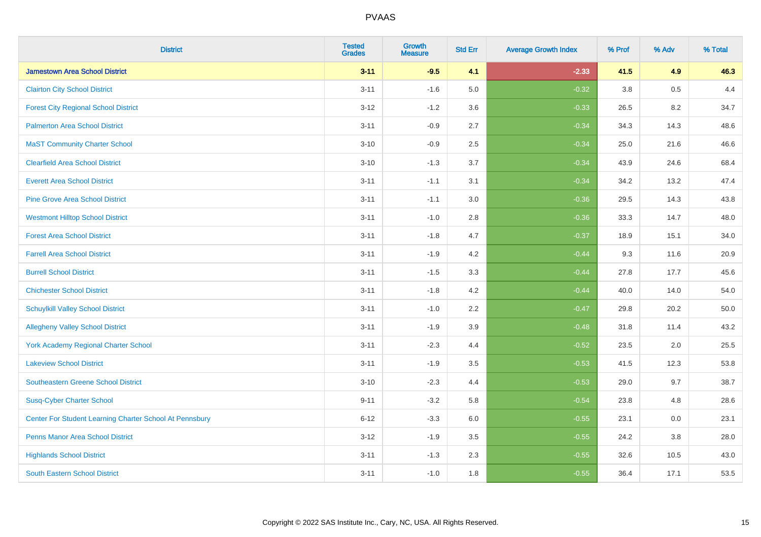# PVAAS

| District | Tested Grades | Growth Measure | Std Err | Average Growth Index | % Prof | % Adv | % Total |
|---|---|---|---|---|---|---|---|
| **Jamestown Area School District** | **3-11** | **-9.5** | **4.1** | **-2.33** | **41.5** | **4.9** | **46.3** |
| Clairton City School District | 3-11 | -1.6 | 5.0 | -0.32 | 3.8 | 0.5 | 4.4 |
| Forest City Regional School District | 3-12 | -1.2 | 3.6 | -0.33 | 26.5 | 8.2 | 34.7 |
| Palmerton Area School District | 3-11 | -0.9 | 2.7 | -0.34 | 34.3 | 14.3 | 48.6 |
| MaST Community Charter School | 3-10 | -0.9 | 2.5 | -0.34 | 25.0 | 21.6 | 46.6 |
| Clearfield Area School District | 3-10 | -1.3 | 3.7 | -0.34 | 43.9 | 24.6 | 68.4 |
| Everett Area School District | 3-11 | -1.1 | 3.1 | -0.34 | 34.2 | 13.2 | 47.4 |
| Pine Grove Area School District | 3-11 | -1.1 | 3.0 | -0.36 | 29.5 | 14.3 | 43.8 |
| Westmont Hilltop School District | 3-11 | -1.0 | 2.8 | -0.36 | 33.3 | 14.7 | 48.0 |
| Forest Area School District | 3-11 | -1.8 | 4.7 | -0.37 | 18.9 | 15.1 | 34.0 |
| Farrell Area School District | 3-11 | -1.9 | 4.2 | -0.44 | 9.3 | 11.6 | 20.9 |
| Burrell School District | 3-11 | -1.5 | 3.3 | -0.44 | 27.8 | 17.7 | 45.6 |
| Chichester School District | 3-11 | -1.8 | 4.2 | -0.44 | 40.0 | 14.0 | 54.0 |
| Schuylkill Valley School District | 3-11 | -1.0 | 2.2 | -0.47 | 29.8 | 20.2 | 50.0 |
| Allegheny Valley School District | 3-11 | -1.9 | 3.9 | -0.48 | 31.8 | 11.4 | 43.2 |
| York Academy Regional Charter School | 3-11 | -2.3 | 4.4 | -0.52 | 23.5 | 2.0 | 25.5 |
| Lakeview School District | 3-11 | -1.9 | 3.5 | -0.53 | 41.5 | 12.3 | 53.8 |
| Southeastern Greene School District | 3-10 | -2.3 | 4.4 | -0.53 | 29.0 | 9.7 | 38.7 |
| Susq-Cyber Charter School | 9-11 | -3.2 | 5.8 | -0.54 | 23.8 | 4.8 | 28.6 |
| Center For Student Learning Charter School At Pennsbury | 6-12 | -3.3 | 6.0 | -0.55 | 23.1 | 0.0 | 23.1 |
| Penns Manor Area School District | 3-12 | -1.9 | 3.5 | -0.55 | 24.2 | 3.8 | 28.0 |
| Highlands School District | 3-11 | -1.3 | 2.3 | -0.55 | 32.6 | 10.5 | 43.0 |
| South Eastern School District | 3-11 | -1.0 | 1.8 | -0.55 | 36.4 | 17.1 | 53.5 |

Copyright © 2022 SAS Institute Inc., Cary, NC, USA. All Rights Reserved.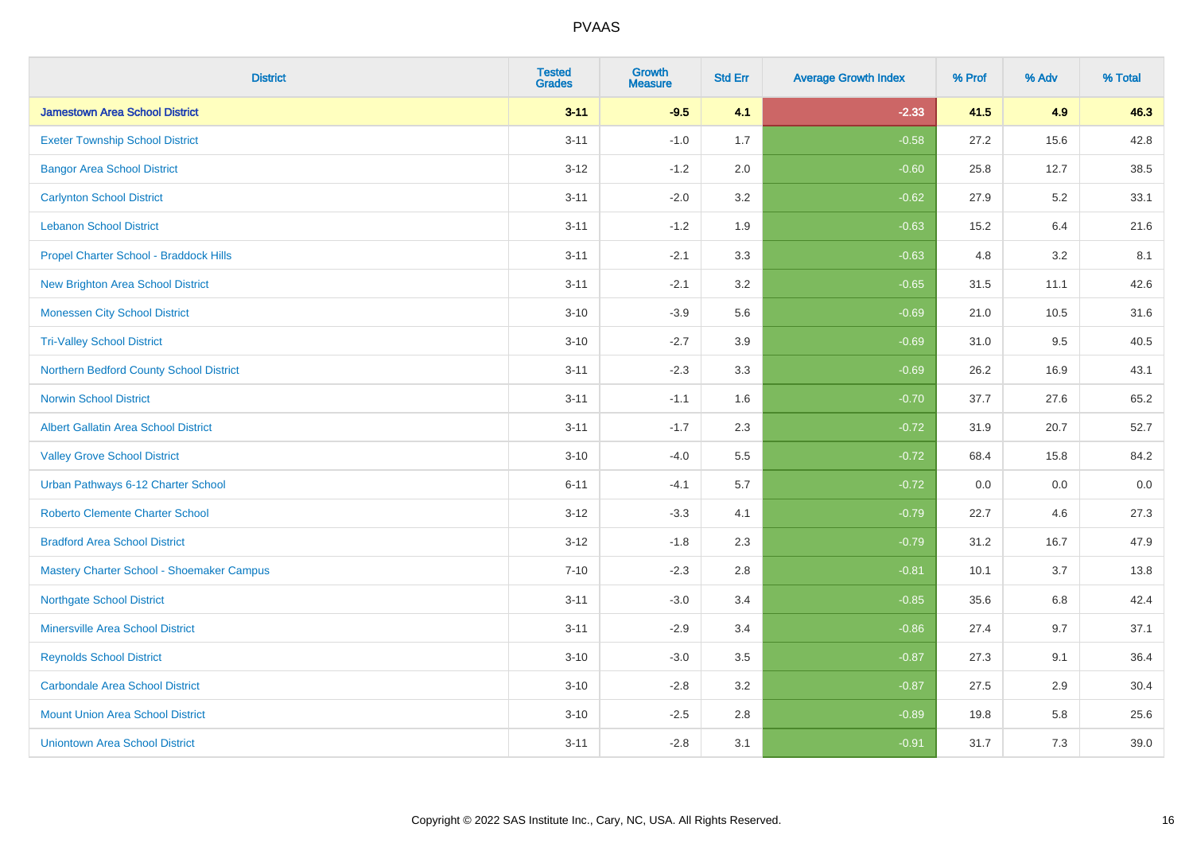# PVAAS

| District | Tested Grades | Growth Measure | Std Err | Average Growth Index | % Prof | % Adv | % Total |
|---|---|---|---|---|---|---|---|
| **Jamestown Area School District** | **3-11** | **-9.5** | **4.1** | **-2.33** | **41.5** | **4.9** | **46.3** |
| Exeter Township School District | 3-11 | -1.0 | 1.7 | -0.58 | 27.2 | 15.6 | 42.8 |
| Bangor Area School District | 3-12 | -1.2 | 2.0 | -0.60 | 25.8 | 12.7 | 38.5 |
| Carlynton School District | 3-11 | -2.0 | 3.2 | -0.62 | 27.9 | 5.2 | 33.1 |
| Lebanon School District | 3-11 | -1.2 | 1.9 | -0.63 | 15.2 | 6.4 | 21.6 |
| Propel Charter School - Braddock Hills | 3-11 | -2.1 | 3.3 | -0.63 | 4.8 | 3.2 | 8.1 |
| New Brighton Area School District | 3-11 | -2.1 | 3.2 | -0.65 | 31.5 | 11.1 | 42.6 |
| Monessen City School District | 3-10 | -3.9 | 5.6 | -0.69 | 21.0 | 10.5 | 31.6 |
| Tri-Valley School District | 3-10 | -2.7 | 3.9 | -0.69 | 31.0 | 9.5 | 40.5 |
| Northern Bedford County School District | 3-11 | -2.3 | 3.3 | -0.69 | 26.2 | 16.9 | 43.1 |
| Norwin School District | 3-11 | -1.1 | 1.6 | -0.70 | 37.7 | 27.6 | 65.2 |
| Albert Gallatin Area School District | 3-11 | -1.7 | 2.3 | -0.72 | 31.9 | 20.7 | 52.7 |
| Valley Grove School District | 3-10 | -4.0 | 5.5 | -0.72 | 68.4 | 15.8 | 84.2 |
| Urban Pathways 6-12 Charter School | 6-11 | -4.1 | 5.7 | -0.72 | 0.0 | 0.0 | 0.0 |
| Roberto Clemente Charter School | 3-12 | -3.3 | 4.1 | -0.79 | 22.7 | 4.6 | 27.3 |
| Bradford Area School District | 3-12 | -1.8 | 2.3 | -0.79 | 31.2 | 16.7 | 47.9 |
| Mastery Charter School - Shoemaker Campus | 7-10 | -2.3 | 2.8 | -0.81 | 10.1 | 3.7 | 13.8 |
| Northgate School District | 3-11 | -3.0 | 3.4 | -0.85 | 35.6 | 6.8 | 42.4 |
| Minersville Area School District | 3-11 | -2.9 | 3.4 | -0.86 | 27.4 | 9.7 | 37.1 |
| Reynolds School District | 3-10 | -3.0 | 3.5 | -0.87 | 27.3 | 9.1 | 36.4 |
| Carbondale Area School District | 3-10 | -2.8 | 3.2 | -0.87 | 27.5 | 2.9 | 30.4 |
| Mount Union Area School District | 3-10 | -2.5 | 2.8 | -0.89 | 19.8 | 5.8 | 25.6 |
| Uniontown Area School District | 3-11 | -2.8 | 3.1 | -0.91 | 31.7 | 7.3 | 39.0 |

Copyright © 2022 SAS Institute Inc., Cary, NC, USA. All Rights Reserved.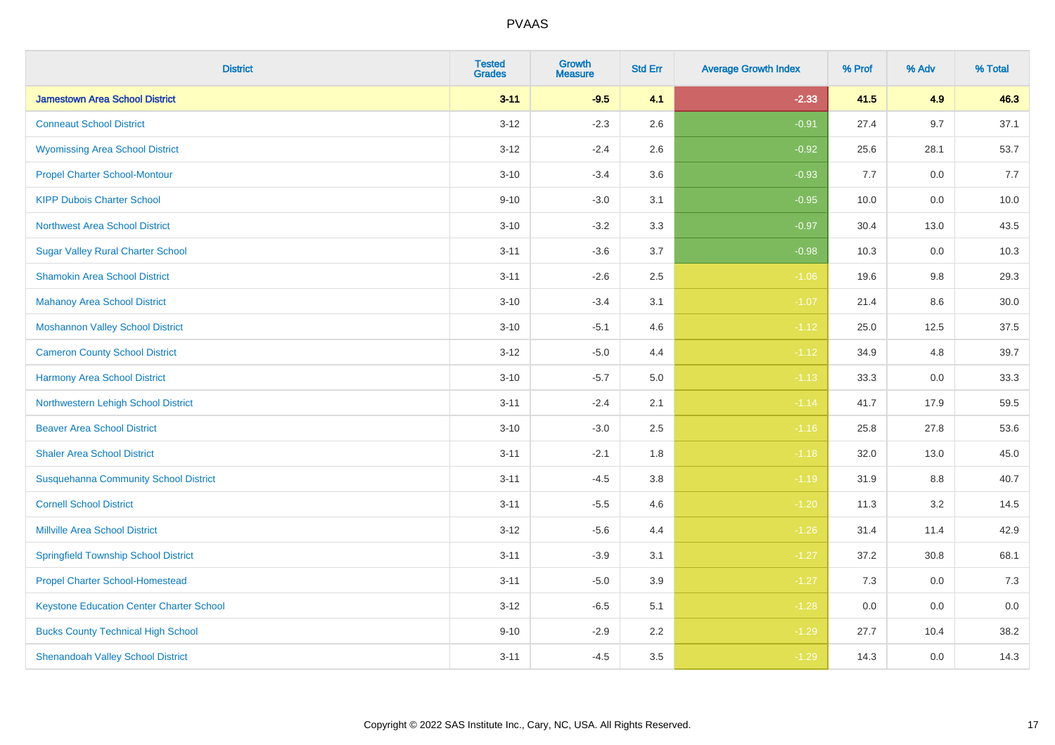# PVAAS

| District | Tested Grades | Growth Measure | Std Err | Average Growth Index | % Prof | % Adv | % Total |
|---|---|---|---|---|---|---|---|
| **Jamestown Area School District** | **3-11** | **-9.5** | **4.1** | **-2.33** | **41.5** | **4.9** | **46.3** |
| Conneaut School District | 3-12 | -2.3 | 2.6 | -0.91 | 27.4 | 9.7 | 37.1 |
| Wyomissing Area School District | 3-12 | -2.4 | 2.6 | -0.92 | 25.6 | 28.1 | 53.7 |
| Propel Charter School-Montour | 3-10 | -3.4 | 3.6 | -0.93 | 7.7 | 0.0 | 7.7 |
| KIPP Dubois Charter School | 9-10 | -3.0 | 3.1 | -0.95 | 10.0 | 0.0 | 10.0 |
| Northwest Area School District | 3-10 | -3.2 | 3.3 | -0.97 | 30.4 | 13.0 | 43.5 |
| Sugar Valley Rural Charter School | 3-11 | -3.6 | 3.7 | -0.98 | 10.3 | 0.0 | 10.3 |
| Shamokin Area School District | 3-11 | -2.6 | 2.5 | -1.06 | 19.6 | 9.8 | 29.3 |
| Mahanoy Area School District | 3-10 | -3.4 | 3.1 | -1.07 | 21.4 | 8.6 | 30.0 |
| Moshannon Valley School District | 3-10 | -5.1 | 4.6 | -1.12 | 25.0 | 12.5 | 37.5 |
| Cameron County School District | 3-12 | -5.0 | 4.4 | -1.12 | 34.9 | 4.8 | 39.7 |
| Harmony Area School District | 3-10 | -5.7 | 5.0 | -1.13 | 33.3 | 0.0 | 33.3 |
| Northwestern Lehigh School District | 3-11 | -2.4 | 2.1 | -1.14 | 41.7 | 17.9 | 59.5 |
| Beaver Area School District | 3-10 | -3.0 | 2.5 | -1.16 | 25.8 | 27.8 | 53.6 |
| Shaler Area School District | 3-11 | -2.1 | 1.8 | -1.18 | 32.0 | 13.0 | 45.0 |
| Susquehanna Community School District | 3-11 | -4.5 | 3.8 | -1.19 | 31.9 | 8.8 | 40.7 |
| Cornell School District | 3-11 | -5.5 | 4.6 | -1.20 | 11.3 | 3.2 | 14.5 |
| Millville Area School District | 3-12 | -5.6 | 4.4 | -1.26 | 31.4 | 11.4 | 42.9 |
| Springfield Township School District | 3-11 | -3.9 | 3.1 | -1.27 | 37.2 | 30.8 | 68.1 |
| Propel Charter School-Homestead | 3-11 | -5.0 | 3.9 | -1.27 | 7.3 | 0.0 | 7.3 |
| Keystone Education Center Charter School | 3-12 | -6.5 | 5.1 | -1.28 | 0.0 | 0.0 | 0.0 |
| Bucks County Technical High School | 9-10 | -2.9 | 2.2 | -1.29 | 27.7 | 10.4 | 38.2 |
| Shenandoah Valley School District | 3-11 | -4.5 | 3.5 | -1.29 | 14.3 | 0.0 | 14.3 |

Copyright © 2022 SAS Institute Inc., Cary, NC, USA. All Rights Reserved.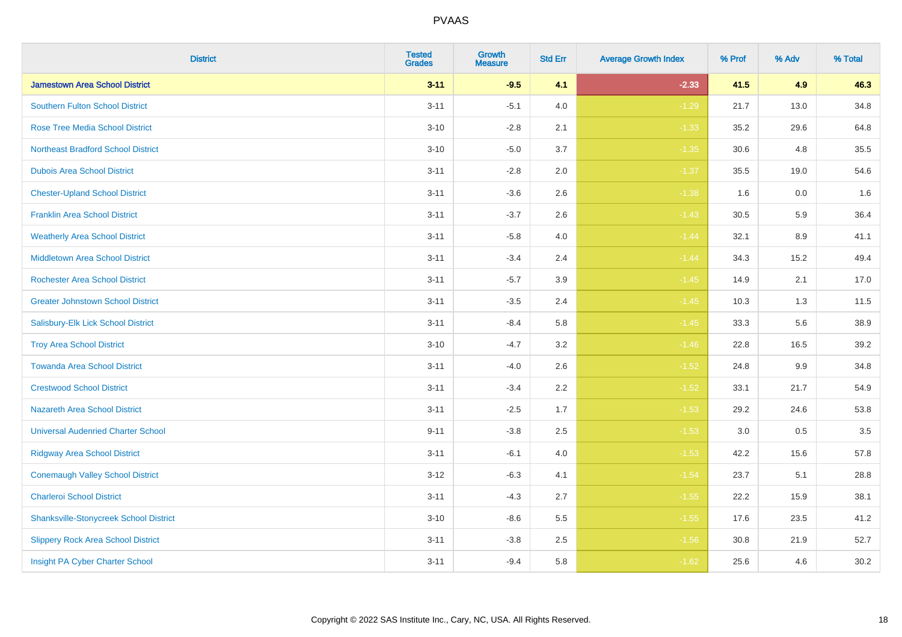# PVAAS

| District | Tested Grades | Growth Measure | Std Err | Average Growth Index | % Prof | % Adv | % Total |
|---|---|---|---|---|---|---|---|
| **Jamestown Area School District** | **3-11** | **-9.5** | **4.1** | **-2.33** | **41.5** | **4.9** | **46.3** |
| Southern Fulton School District | 3-11 | -5.1 | 4.0 | -1.29 | 21.7 | 13.0 | 34.8 |
| Rose Tree Media School District | 3-10 | -2.8 | 2.1 | -1.33 | 35.2 | 29.6 | 64.8 |
| Northeast Bradford School District | 3-10 | -5.0 | 3.7 | -1.35 | 30.6 | 4.8 | 35.5 |
| Dubois Area School District | 3-11 | -2.8 | 2.0 | -1.37 | 35.5 | 19.0 | 54.6 |
| Chester-Upland School District | 3-11 | -3.6 | 2.6 | -1.38 | 1.6 | 0.0 | 1.6 |
| Franklin Area School District | 3-11 | -3.7 | 2.6 | -1.43 | 30.5 | 5.9 | 36.4 |
| Weatherly Area School District | 3-11 | -5.8 | 4.0 | -1.44 | 32.1 | 8.9 | 41.1 |
| Middletown Area School District | 3-11 | -3.4 | 2.4 | -1.44 | 34.3 | 15.2 | 49.4 |
| Rochester Area School District | 3-11 | -5.7 | 3.9 | -1.45 | 14.9 | 2.1 | 17.0 |
| Greater Johnstown School District | 3-11 | -3.5 | 2.4 | -1.45 | 10.3 | 1.3 | 11.5 |
| Salisbury-Elk Lick School District | 3-11 | -8.4 | 5.8 | -1.45 | 33.3 | 5.6 | 38.9 |
| Troy Area School District | 3-10 | -4.7 | 3.2 | -1.46 | 22.8 | 16.5 | 39.2 |
| Towanda Area School District | 3-11 | -4.0 | 2.6 | -1.52 | 24.8 | 9.9 | 34.8 |
| Crestwood School District | 3-11 | -3.4 | 2.2 | -1.52 | 33.1 | 21.7 | 54.9 |
| Nazareth Area School District | 3-11 | -2.5 | 1.7 | -1.53 | 29.2 | 24.6 | 53.8 |
| Universal Audenried Charter School | 9-11 | -3.8 | 2.5 | -1.53 | 3.0 | 0.5 | 3.5 |
| Ridgway Area School District | 3-11 | -6.1 | 4.0 | -1.53 | 42.2 | 15.6 | 57.8 |
| Conemaugh Valley School District | 3-12 | -6.3 | 4.1 | -1.54 | 23.7 | 5.1 | 28.8 |
| Charleroi School District | 3-11 | -4.3 | 2.7 | -1.55 | 22.2 | 15.9 | 38.1 |
| Shanksville-Stonycreek School District | 3-10 | -8.6 | 5.5 | -1.55 | 17.6 | 23.5 | 41.2 |
| Slippery Rock Area School District | 3-11 | -3.8 | 2.5 | -1.56 | 30.8 | 21.9 | 52.7 |
| Insight PA Cyber Charter School | 3-11 | -9.4 | 5.8 | -1.62 | 25.6 | 4.6 | 30.2 |

Copyright © 2022 SAS Institute Inc., Cary, NC, USA. All Rights Reserved.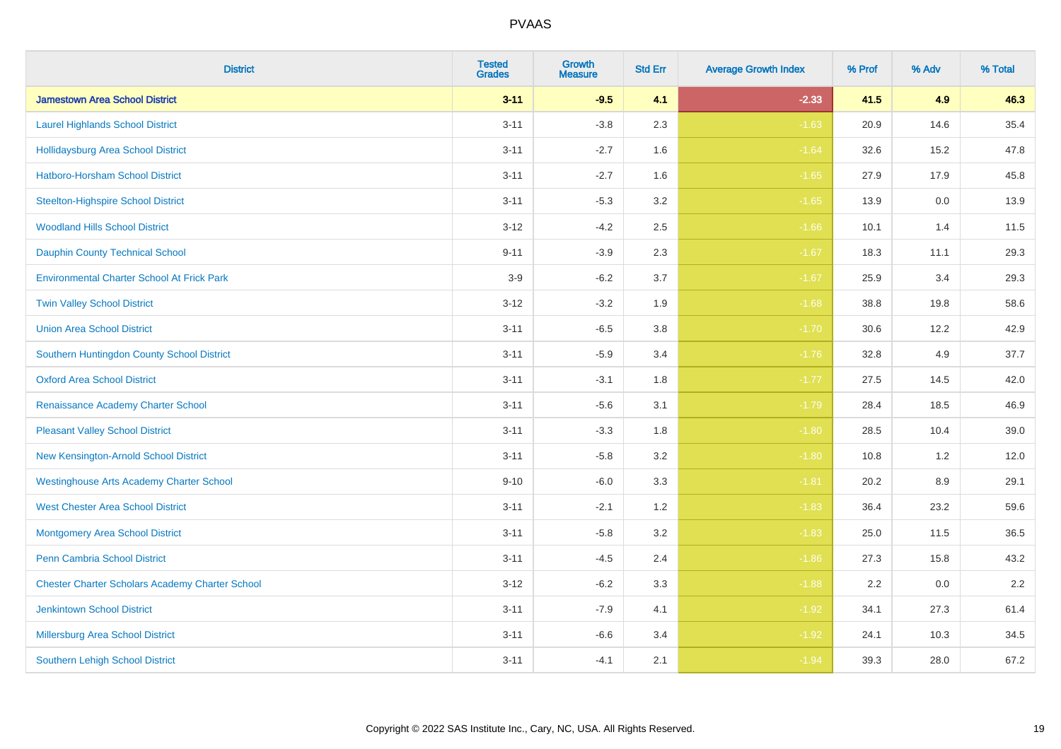| District | Tested Grades | Growth Measure | Std Err | Average Growth Index | % Prof | % Adv | % Total |
|---|---|---|---|---|---|---|---|
| **Jamestown Area School District** | **3-11** | **-9.5** | **4.1** | **-2.33** | **41.5** | **4.9** | **46.3** |
| Laurel Highlands School District | 3-11 | -3.8 | 2.3 | -1.63 | 20.9 | 14.6 | 35.4 |
| Hollidaysburg Area School District | 3-11 | -2.7 | 1.6 | -1.64 | 32.6 | 15.2 | 47.8 |
| Hatboro-Horsham School District | 3-11 | -2.7 | 1.6 | -1.65 | 27.9 | 17.9 | 45.8 |
| Steelton-Highspire School District | 3-11 | -5.3 | 3.2 | -1.65 | 13.9 | 0.0 | 13.9 |
| Woodland Hills School District | 3-12 | -4.2 | 2.5 | -1.66 | 10.1 | 1.4 | 11.5 |
| Dauphin County Technical School | 9-11 | -3.9 | 2.3 | -1.67 | 18.3 | 11.1 | 29.3 |
| Environmental Charter School At Frick Park | 3-9 | -6.2 | 3.7 | -1.67 | 25.9 | 3.4 | 29.3 |
| Twin Valley School District | 3-12 | -3.2 | 1.9 | -1.68 | 38.8 | 19.8 | 58.6 |
| Union Area School District | 3-11 | -6.5 | 3.8 | -1.70 | 30.6 | 12.2 | 42.9 |
| Southern Huntingdon County School District | 3-11 | -5.9 | 3.4 | -1.76 | 32.8 | 4.9 | 37.7 |
| Oxford Area School District | 3-11 | -3.1 | 1.8 | -1.77 | 27.5 | 14.5 | 42.0 |
| Renaissance Academy Charter School | 3-11 | -5.6 | 3.1 | -1.79 | 28.4 | 18.5 | 46.9 |
| Pleasant Valley School District | 3-11 | -3.3 | 1.8 | -1.80 | 28.5 | 10.4 | 39.0 |
| New Kensington-Arnold School District | 3-11 | -5.8 | 3.2 | -1.80 | 10.8 | 1.2 | 12.0 |
| Westinghouse Arts Academy Charter School | 9-10 | -6.0 | 3.3 | -1.81 | 20.2 | 8.9 | 29.1 |
| West Chester Area School District | 3-11 | -2.1 | 1.2 | -1.83 | 36.4 | 23.2 | 59.6 |
| Montgomery Area School District | 3-11 | -5.8 | 3.2 | -1.83 | 25.0 | 11.5 | 36.5 |
| Penn Cambria School District | 3-11 | -4.5 | 2.4 | -1.86 | 27.3 | 15.8 | 43.2 |
| Chester Charter Scholars Academy Charter School | 3-12 | -6.2 | 3.3 | -1.88 | 2.2 | 0.0 | 2.2 |
| Jenkintown School District | 3-11 | -7.9 | 4.1 | -1.92 | 34.1 | 27.3 | 61.4 |
| Millersburg Area School District | 3-11 | -6.6 | 3.4 | -1.92 | 24.1 | 10.3 | 34.5 |
| Southern Lehigh School District | 3-11 | -4.1 | 2.1 | -1.94 | 39.3 | 28.0 | 67.2 |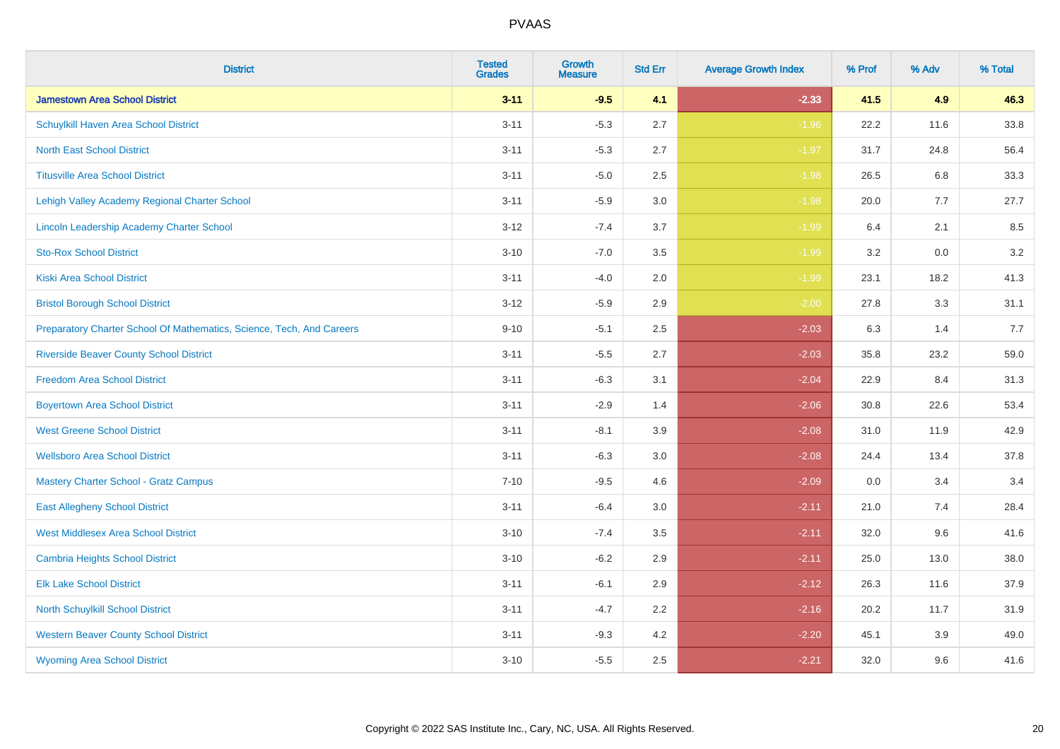| District | Tested Grades | Growth Measure | Std Err | Average Growth Index | % Prof | % Adv | % Total |
|---|---|---|---|---|---|---|---|
| **Jamestown Area School District** | **3-11** | **-9.5** | **4.1** | **-2.33** | **41.5** | **4.9** | **46.3** |
| Schuylkill Haven Area School District | 3-11 | -5.3 | 2.7 | -1.96 | 22.2 | 11.6 | 33.8 |
| North East School District | 3-11 | -5.3 | 2.7 | -1.97 | 31.7 | 24.8 | 56.4 |
| Titusville Area School District | 3-11 | -5.0 | 2.5 | -1.98 | 26.5 | 6.8 | 33.3 |
| Lehigh Valley Academy Regional Charter School | 3-11 | -5.9 | 3.0 | -1.98 | 20.0 | 7.7 | 27.7 |
| Lincoln Leadership Academy Charter School | 3-12 | -7.4 | 3.7 | -1.99 | 6.4 | 2.1 | 8.5 |
| Sto-Rox School District | 3-10 | -7.0 | 3.5 | -1.99 | 3.2 | 0.0 | 3.2 |
| Kiski Area School District | 3-11 | -4.0 | 2.0 | -1.99 | 23.1 | 18.2 | 41.3 |
| Bristol Borough School District | 3-12 | -5.9 | 2.9 | -2.00 | 27.8 | 3.3 | 31.1 |
| Preparatory Charter School Of Mathematics, Science, Tech, And Careers | 9-10 | -5.1 | 2.5 | -2.03 | 6.3 | 1.4 | 7.7 |
| Riverside Beaver County School District | 3-11 | -5.5 | 2.7 | -2.03 | 35.8 | 23.2 | 59.0 |
| Freedom Area School District | 3-11 | -6.3 | 3.1 | -2.04 | 22.9 | 8.4 | 31.3 |
| Boyertown Area School District | 3-11 | -2.9 | 1.4 | -2.06 | 30.8 | 22.6 | 53.4 |
| West Greene School District | 3-11 | -8.1 | 3.9 | -2.08 | 31.0 | 11.9 | 42.9 |
| Wellsboro Area School District | 3-11 | -6.3 | 3.0 | -2.08 | 24.4 | 13.4 | 37.8 |
| Mastery Charter School - Gratz Campus | 7-10 | -9.5 | 4.6 | -2.09 | 0.0 | 3.4 | 3.4 |
| East Allegheny School District | 3-11 | -6.4 | 3.0 | -2.11 | 21.0 | 7.4 | 28.4 |
| West Middlesex Area School District | 3-10 | -7.4 | 3.5 | -2.11 | 32.0 | 9.6 | 41.6 |
| Cambria Heights School District | 3-10 | -6.2 | 2.9 | -2.11 | 25.0 | 13.0 | 38.0 |
| Elk Lake School District | 3-11 | -6.1 | 2.9 | -2.12 | 26.3 | 11.6 | 37.9 |
| North Schuylkill School District | 3-11 | -4.7 | 2.2 | -2.16 | 20.2 | 11.7 | 31.9 |
| Western Beaver County School District | 3-11 | -9.3 | 4.2 | -2.20 | 45.1 | 3.9 | 49.0 |
| Wyoming Area School District | 3-10 | -5.5 | 2.5 | -2.21 | 32.0 | 9.6 | 41.6 |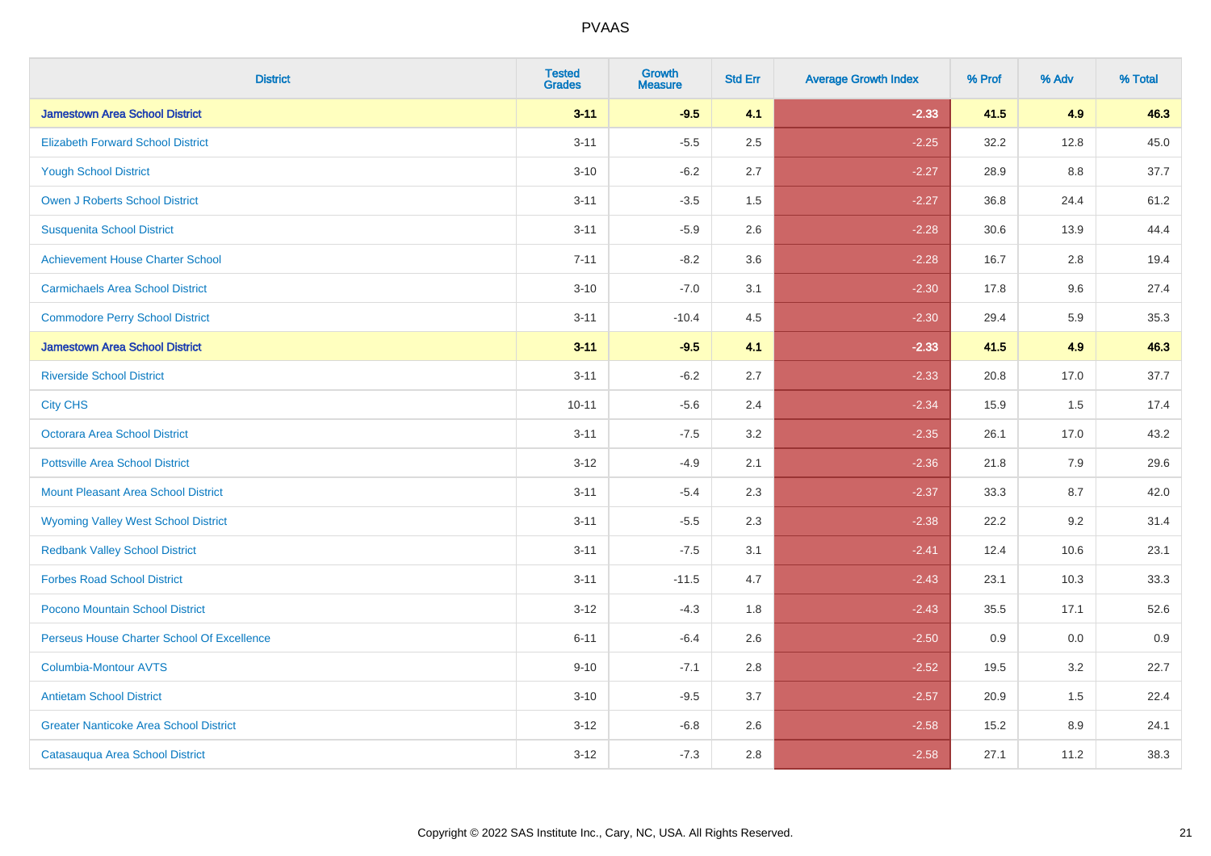# PVAAS

| District | Tested Grades | Growth Measure | Std Err | Average Growth Index | % Prof | % Adv | % Total |
|---|---|---|---|---|---|---|---|
| **Jamestown Area School District** | **3-11** | **-9.5** | **4.1** | **-2.33** | **41.5** | **4.9** | **46.3** |
| Elizabeth Forward School District | 3-11 | -5.5 | 2.5 | -2.25 | 32.2 | 12.8 | 45.0 |
| Yough School District | 3-10 | -6.2 | 2.7 | -2.27 | 28.9 | 8.8 | 37.7 |
| Owen J Roberts School District | 3-11 | -3.5 | 1.5 | -2.27 | 36.8 | 24.4 | 61.2 |
| Susquenita School District | 3-11 | -5.9 | 2.6 | -2.28 | 30.6 | 13.9 | 44.4 |
| Achievement House Charter School | 7-11 | -8.2 | 3.6 | -2.28 | 16.7 | 2.8 | 19.4 |
| Carmichaels Area School District | 3-10 | -7.0 | 3.1 | -2.30 | 17.8 | 9.6 | 27.4 |
| Commodore Perry School District | 3-11 | -10.4 | 4.5 | -2.30 | 29.4 | 5.9 | 35.3 |
| **Jamestown Area School District** | **3-11** | **-9.5** | **4.1** | **-2.33** | **41.5** | **4.9** | **46.3** |
| Riverside School District | 3-11 | -6.2 | 2.7 | -2.33 | 20.8 | 17.0 | 37.7 |
| City CHS | 10-11 | -5.6 | 2.4 | -2.34 | 15.9 | 1.5 | 17.4 |
| Octorara Area School District | 3-11 | -7.5 | 3.2 | -2.35 | 26.1 | 17.0 | 43.2 |
| Pottsville Area School District | 3-12 | -4.9 | 2.1 | -2.36 | 21.8 | 7.9 | 29.6 |
| Mount Pleasant Area School District | 3-11 | -5.4 | 2.3 | -2.37 | 33.3 | 8.7 | 42.0 |
| Wyoming Valley West School District | 3-11 | -5.5 | 2.3 | -2.38 | 22.2 | 9.2 | 31.4 |
| Redbank Valley School District | 3-11 | -7.5 | 3.1 | -2.41 | 12.4 | 10.6 | 23.1 |
| Forbes Road School District | 3-11 | -11.5 | 4.7 | -2.43 | 23.1 | 10.3 | 33.3 |
| Pocono Mountain School District | 3-12 | -4.3 | 1.8 | -2.43 | 35.5 | 17.1 | 52.6 |
| Perseus House Charter School Of Excellence | 6-11 | -6.4 | 2.6 | -2.50 | 0.9 | 0.0 | 0.9 |
| Columbia-Montour AVTS | 9-10 | -7.1 | 2.8 | -2.52 | 19.5 | 3.2 | 22.7 |
| Antietam School District | 3-10 | -9.5 | 3.7 | -2.57 | 20.9 | 1.5 | 22.4 |
| Greater Nanticoke Area School District | 3-12 | -6.8 | 2.6 | -2.58 | 15.2 | 8.9 | 24.1 |
| Catasauqua Area School District | 3-12 | -7.3 | 2.8 | -2.58 | 27.1 | 11.2 | 38.3 |

Copyright © 2022 SAS Institute Inc., Cary, NC, USA. All Rights Reserved.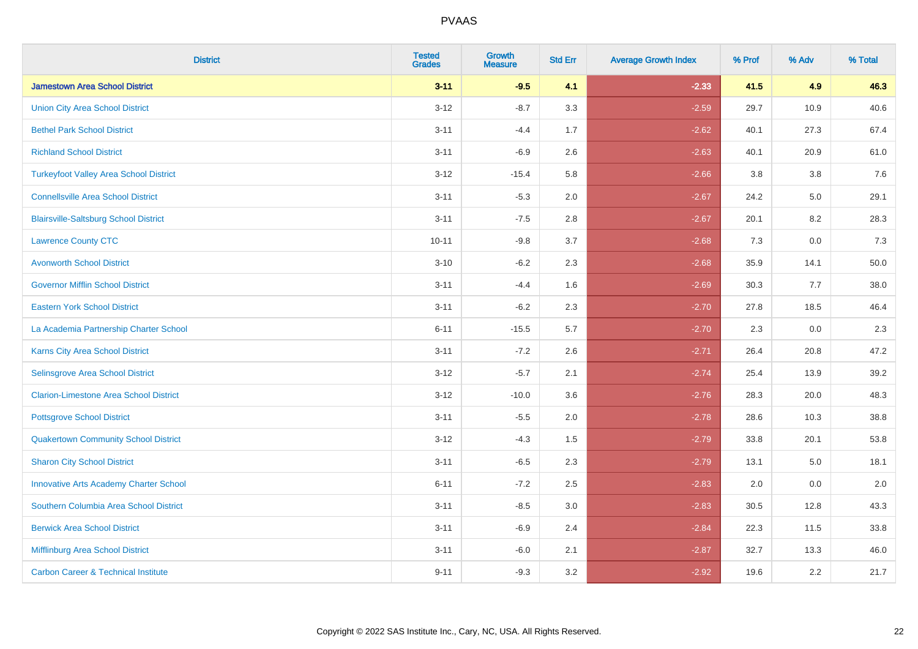# PVAAS

| District | Tested Grades | Growth Measure | Std Err | Average Growth Index | % Prof | % Adv | % Total |
|---|---|---|---|---|---|---|---|
| **Jamestown Area School District** | **3-11** | **-9.5** | **4.1** | **-2.33** | **41.5** | **4.9** | **46.3** |
| Union City Area School District | 3-12 | -8.7 | 3.3 | -2.59 | 29.7 | 10.9 | 40.6 |
| Bethel Park School District | 3-11 | -4.4 | 1.7 | -2.62 | 40.1 | 27.3 | 67.4 |
| Richland School District | 3-11 | -6.9 | 2.6 | -2.63 | 40.1 | 20.9 | 61.0 |
| Turkeyfoot Valley Area School District | 3-12 | -15.4 | 5.8 | -2.66 | 3.8 | 3.8 | 7.6 |
| Connellsville Area School District | 3-11 | -5.3 | 2.0 | -2.67 | 24.2 | 5.0 | 29.1 |
| Blairsville-Saltsburg School District | 3-11 | -7.5 | 2.8 | -2.67 | 20.1 | 8.2 | 28.3 |
| Lawrence County CTC | 10-11 | -9.8 | 3.7 | -2.68 | 7.3 | 0.0 | 7.3 |
| Avonworth School District | 3-10 | -6.2 | 2.3 | -2.68 | 35.9 | 14.1 | 50.0 |
| Governor Mifflin School District | 3-11 | -4.4 | 1.6 | -2.69 | 30.3 | 7.7 | 38.0 |
| Eastern York School District | 3-11 | -6.2 | 2.3 | -2.70 | 27.8 | 18.5 | 46.4 |
| La Academia Partnership Charter School | 6-11 | -15.5 | 5.7 | -2.70 | 2.3 | 0.0 | 2.3 |
| Karns City Area School District | 3-11 | -7.2 | 2.6 | -2.71 | 26.4 | 20.8 | 47.2 |
| Selinsgrove Area School District | 3-12 | -5.7 | 2.1 | -2.74 | 25.4 | 13.9 | 39.2 |
| Clarion-Limestone Area School District | 3-12 | -10.0 | 3.6 | -2.76 | 28.3 | 20.0 | 48.3 |
| Pottsgrove School District | 3-11 | -5.5 | 2.0 | -2.78 | 28.6 | 10.3 | 38.8 |
| Quakertown Community School District | 3-12 | -4.3 | 1.5 | -2.79 | 33.8 | 20.1 | 53.8 |
| Sharon City School District | 3-11 | -6.5 | 2.3 | -2.79 | 13.1 | 5.0 | 18.1 |
| Innovative Arts Academy Charter School | 6-11 | -7.2 | 2.5 | -2.83 | 2.0 | 0.0 | 2.0 |
| Southern Columbia Area School District | 3-11 | -8.5 | 3.0 | -2.83 | 30.5 | 12.8 | 43.3 |
| Berwick Area School District | 3-11 | -6.9 | 2.4 | -2.84 | 22.3 | 11.5 | 33.8 |
| Mifflinburg Area School District | 3-11 | -6.0 | 2.1 | -2.87 | 32.7 | 13.3 | 46.0 |
| Carbon Career & Technical Institute | 9-11 | -9.3 | 3.2 | -2.92 | 19.6 | 2.2 | 21.7 |

Copyright © 2022 SAS Institute Inc., Cary, NC, USA. All Rights Reserved.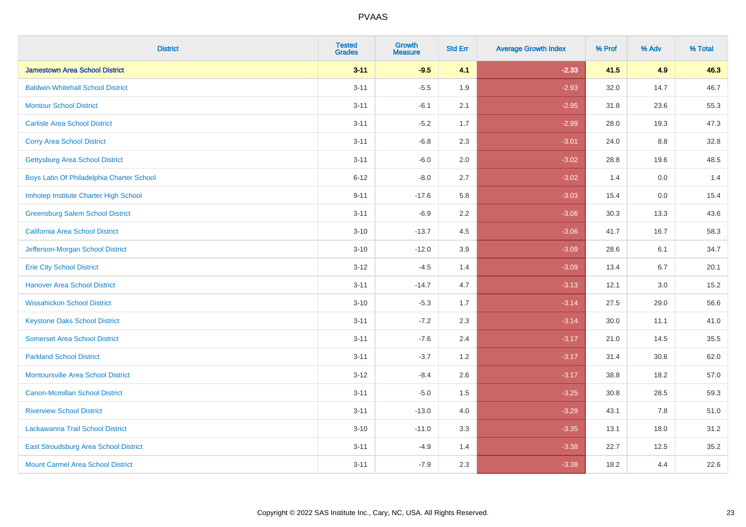| District | Tested Grades | Growth Measure | Std Err | Average Growth Index | % Prof | % Adv | % Total |
|---|---|---|---|---|---|---|---|
| **Jamestown Area School District** | **3-11** | **-9.5** | **4.1** | **-2.33** | **41.5** | **4.9** | **46.3** |
| Baldwin-Whitehall School District | 3-11 | -5.5 | 1.9 | -2.93 | 32.0 | 14.7 | 46.7 |
| Montour School District | 3-11 | -6.1 | 2.1 | -2.95 | 31.8 | 23.6 | 55.3 |
| Carlisle Area School District | 3-11 | -5.2 | 1.7 | -2.99 | 28.0 | 19.3 | 47.3 |
| Corry Area School District | 3-11 | -6.8 | 2.3 | -3.01 | 24.0 | 8.8 | 32.8 |
| Gettysburg Area School District | 3-11 | -6.0 | 2.0 | -3.02 | 28.8 | 19.6 | 48.5 |
| Boys Latin Of Philadelphia Charter School | 6-12 | -8.0 | 2.7 | -3.02 | 1.4 | 0.0 | 1.4 |
| Imhotep Institute Charter High School | 9-11 | -17.6 | 5.8 | -3.03 | 15.4 | 0.0 | 15.4 |
| Greensburg Salem School District | 3-11 | -6.9 | 2.2 | -3.06 | 30.3 | 13.3 | 43.6 |
| California Area School District | 3-10 | -13.7 | 4.5 | -3.06 | 41.7 | 16.7 | 58.3 |
| Jefferson-Morgan School District | 3-10 | -12.0 | 3.9 | -3.09 | 28.6 | 6.1 | 34.7 |
| Erie City School District | 3-12 | -4.5 | 1.4 | -3.09 | 13.4 | 6.7 | 20.1 |
| Hanover Area School District | 3-11 | -14.7 | 4.7 | -3.13 | 12.1 | 3.0 | 15.2 |
| Wissahickon School District | 3-10 | -5.3 | 1.7 | -3.14 | 27.5 | 29.0 | 56.6 |
| Keystone Oaks School District | 3-11 | -7.2 | 2.3 | -3.14 | 30.0 | 11.1 | 41.0 |
| Somerset Area School District | 3-11 | -7.6 | 2.4 | -3.17 | 21.0 | 14.5 | 35.5 |
| Parkland School District | 3-11 | -3.7 | 1.2 | -3.17 | 31.4 | 30.6 | 62.0 |
| Montoursville Area School District | 3-12 | -8.4 | 2.6 | -3.17 | 38.8 | 18.2 | 57.0 |
| Canon-Mcmillan School District | 3-11 | -5.0 | 1.5 | -3.25 | 30.8 | 28.5 | 59.3 |
| Riverview School District | 3-11 | -13.0 | 4.0 | -3.29 | 43.1 | 7.8 | 51.0 |
| Lackawanna Trail School District | 3-10 | -11.0 | 3.3 | -3.35 | 13.1 | 18.0 | 31.2 |
| East Stroudsburg Area School District | 3-11 | -4.9 | 1.4 | -3.38 | 22.7 | 12.5 | 35.2 |
| Mount Carmel Area School District | 3-11 | -7.9 | 2.3 | -3.38 | 18.2 | 4.4 | 22.6 |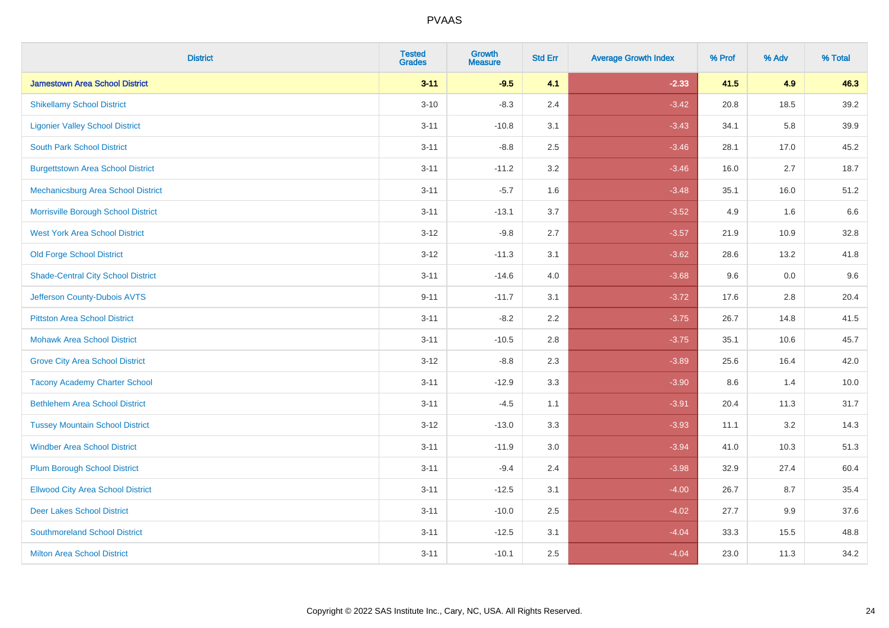# PVAAS

| District | Tested Grades | Growth Measure | Std Err | Average Growth Index | % Prof | % Adv | % Total |
|---|---|---|---|---|---|---|---|
| **Jamestown Area School District** | **3-11** | **-9.5** | **4.1** | **-2.33** | **41.5** | **4.9** | **46.3** |
| Shikellamy School District | 3-10 | -8.3 | 2.4 | -3.42 | 20.8 | 18.5 | 39.2 |
| Ligonier Valley School District | 3-11 | -10.8 | 3.1 | -3.43 | 34.1 | 5.8 | 39.9 |
| South Park School District | 3-11 | -8.8 | 2.5 | -3.46 | 28.1 | 17.0 | 45.2 |
| Burgettstown Area School District | 3-11 | -11.2 | 3.2 | -3.46 | 16.0 | 2.7 | 18.7 |
| Mechanicsburg Area School District | 3-11 | -5.7 | 1.6 | -3.48 | 35.1 | 16.0 | 51.2 |
| Morrisville Borough School District | 3-11 | -13.1 | 3.7 | -3.52 | 4.9 | 1.6 | 6.6 |
| West York Area School District | 3-12 | -9.8 | 2.7 | -3.57 | 21.9 | 10.9 | 32.8 |
| Old Forge School District | 3-12 | -11.3 | 3.1 | -3.62 | 28.6 | 13.2 | 41.8 |
| Shade-Central City School District | 3-11 | -14.6 | 4.0 | -3.68 | 9.6 | 0.0 | 9.6 |
| Jefferson County-Dubois AVTS | 9-11 | -11.7 | 3.1 | -3.72 | 17.6 | 2.8 | 20.4 |
| Pittston Area School District | 3-11 | -8.2 | 2.2 | -3.75 | 26.7 | 14.8 | 41.5 |
| Mohawk Area School District | 3-11 | -10.5 | 2.8 | -3.75 | 35.1 | 10.6 | 45.7 |
| Grove City Area School District | 3-12 | -8.8 | 2.3 | -3.89 | 25.6 | 16.4 | 42.0 |
| Tacony Academy Charter School | 3-11 | -12.9 | 3.3 | -3.90 | 8.6 | 1.4 | 10.0 |
| Bethlehem Area School District | 3-11 | -4.5 | 1.1 | -3.91 | 20.4 | 11.3 | 31.7 |
| Tussey Mountain School District | 3-12 | -13.0 | 3.3 | -3.93 | 11.1 | 3.2 | 14.3 |
| Windber Area School District | 3-11 | -11.9 | 3.0 | -3.94 | 41.0 | 10.3 | 51.3 |
| Plum Borough School District | 3-11 | -9.4 | 2.4 | -3.98 | 32.9 | 27.4 | 60.4 |
| Ellwood City Area School District | 3-11 | -12.5 | 3.1 | -4.00 | 26.7 | 8.7 | 35.4 |
| Deer Lakes School District | 3-11 | -10.0 | 2.5 | -4.02 | 27.7 | 9.9 | 37.6 |
| Southmoreland School District | 3-11 | -12.5 | 3.1 | -4.04 | 33.3 | 15.5 | 48.8 |
| Milton Area School District | 3-11 | -10.1 | 2.5 | -4.04 | 23.0 | 11.3 | 34.2 |

Copyright © 2022 SAS Institute Inc., Cary, NC, USA. All Rights Reserved.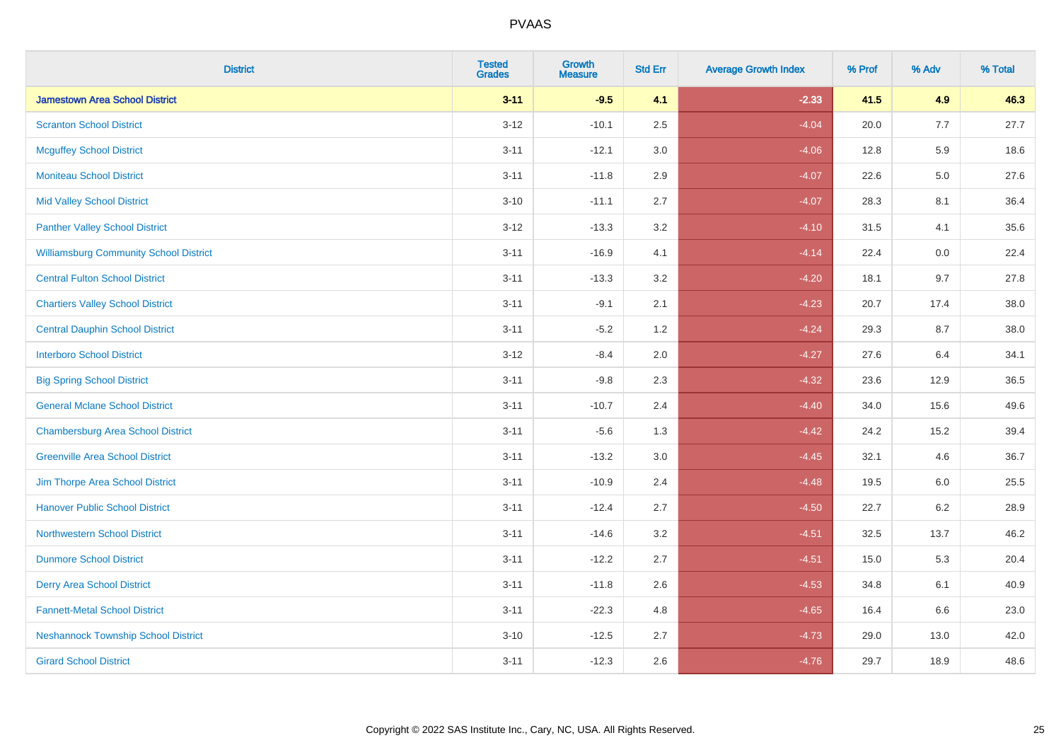| District | Tested Grades | Growth Measure | Std Err | Average Growth Index | % Prof | % Adv | % Total |
|---|---|---|---|---|---|---|---|
| **Jamestown Area School District** | **3-11** | **-9.5** | **4.1** | **-2.33** | **41.5** | **4.9** | **46.3** |
| Scranton School District | 3-12 | -10.1 | 2.5 | -4.04 | 20.0 | 7.7 | 27.7 |
| Mcguffey School District | 3-11 | -12.1 | 3.0 | -4.06 | 12.8 | 5.9 | 18.6 |
| Moniteau School District | 3-11 | -11.8 | 2.9 | -4.07 | 22.6 | 5.0 | 27.6 |
| Mid Valley School District | 3-10 | -11.1 | 2.7 | -4.07 | 28.3 | 8.1 | 36.4 |
| Panther Valley School District | 3-12 | -13.3 | 3.2 | -4.10 | 31.5 | 4.1 | 35.6 |
| Williamsburg Community School District | 3-11 | -16.9 | 4.1 | -4.14 | 22.4 | 0.0 | 22.4 |
| Central Fulton School District | 3-11 | -13.3 | 3.2 | -4.20 | 18.1 | 9.7 | 27.8 |
| Chartiers Valley School District | 3-11 | -9.1 | 2.1 | -4.23 | 20.7 | 17.4 | 38.0 |
| Central Dauphin School District | 3-11 | -5.2 | 1.2 | -4.24 | 29.3 | 8.7 | 38.0 |
| Interboro School District | 3-12 | -8.4 | 2.0 | -4.27 | 27.6 | 6.4 | 34.1 |
| Big Spring School District | 3-11 | -9.8 | 2.3 | -4.32 | 23.6 | 12.9 | 36.5 |
| General Mclane School District | 3-11 | -10.7 | 2.4 | -4.40 | 34.0 | 15.6 | 49.6 |
| Chambersburg Area School District | 3-11 | -5.6 | 1.3 | -4.42 | 24.2 | 15.2 | 39.4 |
| Greenville Area School District | 3-11 | -13.2 | 3.0 | -4.45 | 32.1 | 4.6 | 36.7 |
| Jim Thorpe Area School District | 3-11 | -10.9 | 2.4 | -4.48 | 19.5 | 6.0 | 25.5 |
| Hanover Public School District | 3-11 | -12.4 | 2.7 | -4.50 | 22.7 | 6.2 | 28.9 |
| Northwestern School District | 3-11 | -14.6 | 3.2 | -4.51 | 32.5 | 13.7 | 46.2 |
| Dunmore School District | 3-11 | -12.2 | 2.7 | -4.51 | 15.0 | 5.3 | 20.4 |
| Derry Area School District | 3-11 | -11.8 | 2.6 | -4.53 | 34.8 | 6.1 | 40.9 |
| Fannett-Metal School District | 3-11 | -22.3 | 4.8 | -4.65 | 16.4 | 6.6 | 23.0 |
| Neshannock Township School District | 3-10 | -12.5 | 2.7 | -4.73 | 29.0 | 13.0 | 42.0 |
| Girard School District | 3-11 | -12.3 | 2.6 | -4.76 | 29.7 | 18.9 | 48.6 |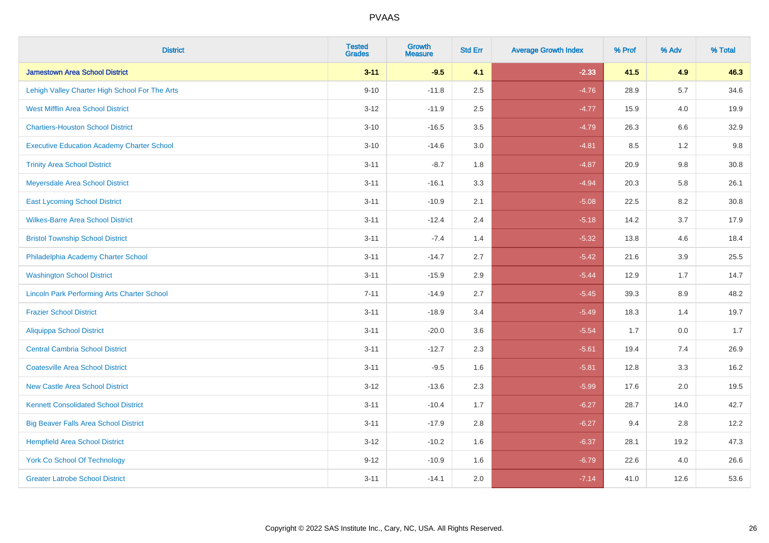# PVAAS

| District | Tested Grades | Growth Measure | Std Err | Average Growth Index | % Prof | % Adv | % Total |
|---|---|---|---|---|---|---|---|
| **Jamestown Area School District** | **3-11** | **-9.5** | **4.1** | **-2.33** | **41.5** | **4.9** | **46.3** |
| Lehigh Valley Charter High School For The Arts | 9-10 | -11.8 | 2.5 | -4.76 | 28.9 | 5.7 | 34.6 |
| West Mifflin Area School District | 3-12 | -11.9 | 2.5 | -4.77 | 15.9 | 4.0 | 19.9 |
| Chartiers-Houston School District | 3-10 | -16.5 | 3.5 | -4.79 | 26.3 | 6.6 | 32.9 |
| Executive Education Academy Charter School | 3-10 | -14.6 | 3.0 | -4.81 | 8.5 | 1.2 | 9.8 |
| Trinity Area School District | 3-11 | -8.7 | 1.8 | -4.87 | 20.9 | 9.8 | 30.8 |
| Meyersdale Area School District | 3-11 | -16.1 | 3.3 | -4.94 | 20.3 | 5.8 | 26.1 |
| East Lycoming School District | 3-11 | -10.9 | 2.1 | -5.08 | 22.5 | 8.2 | 30.8 |
| Wilkes-Barre Area School District | 3-11 | -12.4 | 2.4 | -5.18 | 14.2 | 3.7 | 17.9 |
| Bristol Township School District | 3-11 | -7.4 | 1.4 | -5.32 | 13.8 | 4.6 | 18.4 |
| Philadelphia Academy Charter School | 3-11 | -14.7 | 2.7 | -5.42 | 21.6 | 3.9 | 25.5 |
| Washington School District | 3-11 | -15.9 | 2.9 | -5.44 | 12.9 | 1.7 | 14.7 |
| Lincoln Park Performing Arts Charter School | 7-11 | -14.9 | 2.7 | -5.45 | 39.3 | 8.9 | 48.2 |
| Frazier School District | 3-11 | -18.9 | 3.4 | -5.49 | 18.3 | 1.4 | 19.7 |
| Aliquippa School District | 3-11 | -20.0 | 3.6 | -5.54 | 1.7 | 0.0 | 1.7 |
| Central Cambria School District | 3-11 | -12.7 | 2.3 | -5.61 | 19.4 | 7.4 | 26.9 |
| Coatesville Area School District | 3-11 | -9.5 | 1.6 | -5.81 | 12.8 | 3.3 | 16.2 |
| New Castle Area School District | 3-12 | -13.6 | 2.3 | -5.99 | 17.6 | 2.0 | 19.5 |
| Kennett Consolidated School District | 3-11 | -10.4 | 1.7 | -6.27 | 28.7 | 14.0 | 42.7 |
| Big Beaver Falls Area School District | 3-11 | -17.9 | 2.8 | -6.27 | 9.4 | 2.8 | 12.2 |
| Hempfield Area School District | 3-12 | -10.2 | 1.6 | -6.37 | 28.1 | 19.2 | 47.3 |
| York Co School Of Technology | 9-12 | -10.9 | 1.6 | -6.79 | 22.6 | 4.0 | 26.6 |
| Greater Latrobe School District | 3-11 | -14.1 | 2.0 | -7.14 | 41.0 | 12.6 | 53.6 |

Copyright © 2022 SAS Institute Inc., Cary, NC, USA. All Rights Reserved.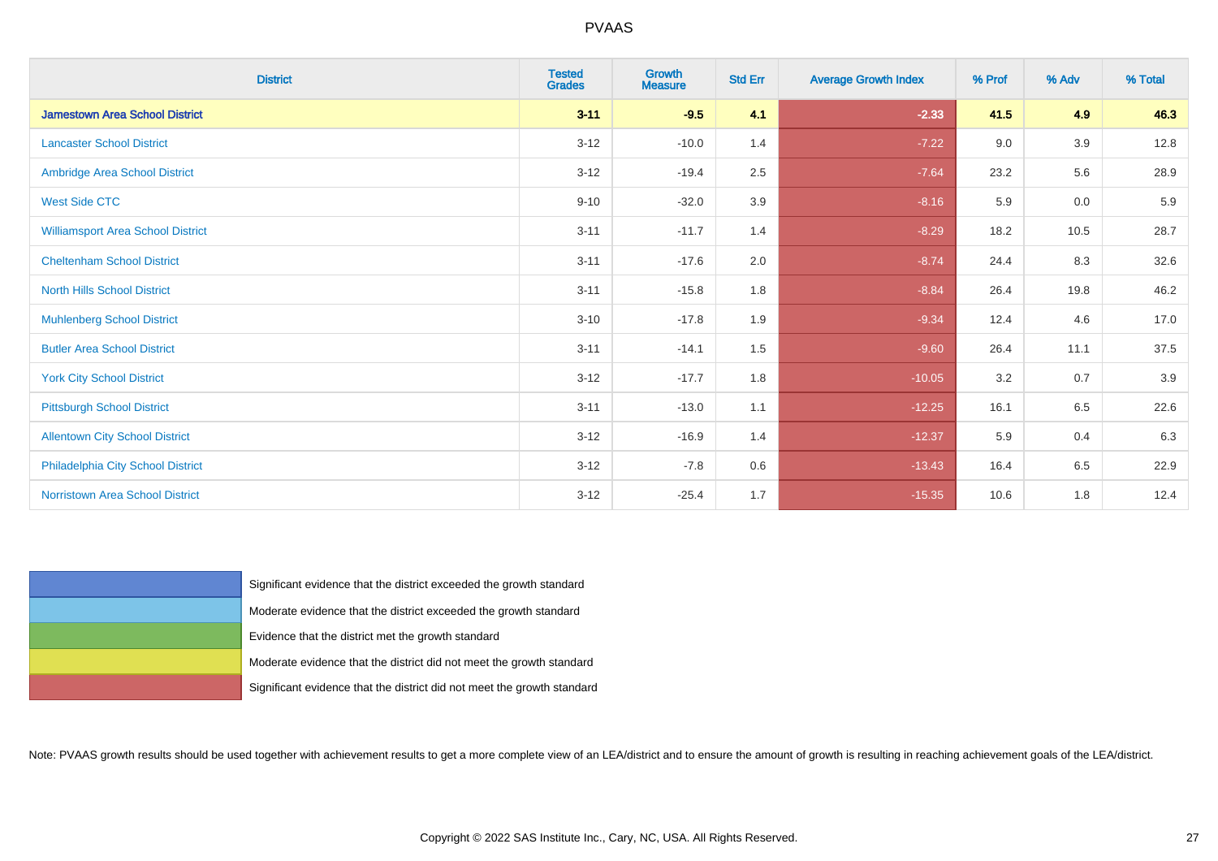# PVAAS

| District | Tested Grades | Growth Measure | Std Err | Average Growth Index | % Prof | % Adv | % Total |
|---|---|---|---|---|---|---|---|
| **Jamestown Area School District** | **3-11** | **-9.5** | **4.1** | **-2.33** | **41.5** | **4.9** | **46.3** |
| Lancaster School District | 3-12 | -10.0 | 1.4 | -7.22 | 9.0 | 3.9 | 12.8 |
| Ambridge Area School District | 3-12 | -19.4 | 2.5 | -7.64 | 23.2 | 5.6 | 28.9 |
| West Side CTC | 9-10 | -32.0 | 3.9 | -8.16 | 5.9 | 0.0 | 5.9 |
| Williamsport Area School District | 3-11 | -11.7 | 1.4 | -8.29 | 18.2 | 10.5 | 28.7 |
| Cheltenham School District | 3-11 | -17.6 | 2.0 | -8.74 | 24.4 | 8.3 | 32.6 |
| North Hills School District | 3-11 | -15.8 | 1.8 | -8.84 | 26.4 | 19.8 | 46.2 |
| Muhlenberg School District | 3-10 | -17.8 | 1.9 | -9.34 | 12.4 | 4.6 | 17.0 |
| Butler Area School District | 3-11 | -14.1 | 1.5 | -9.60 | 26.4 | 11.1 | 37.5 |
| York City School District | 3-12 | -17.7 | 1.8 | -10.05 | 3.2 | 0.7 | 3.9 |
| Pittsburgh School District | 3-11 | -13.0 | 1.1 | -12.25 | 16.1 | 6.5 | 22.6 |
| Allentown City School District | 3-12 | -16.9 | 1.4 | -12.37 | 5.9 | 0.4 | 6.3 |
| Philadelphia City School District | 3-12 | -7.8 | 0.6 | -13.43 | 16.4 | 6.5 | 22.9 |
| Norristown Area School District | 3-12 | -25.4 | 1.7 | -15.35 | 10.6 | 1.8 | 12.4 |

Significant evidence that the district exceeded the growth standard

Moderate evidence that the district exceeded the growth standard

Evidence that the district met the growth standard

Moderate evidence that the district did not meet the growth standard

Significant evidence that the district did not meet the growth standard

Note: PVAAS growth results should be used together with achievement results to get a more complete view of an LEA/district and to ensure the amount of growth is resulting in reaching achievement goals of the LEA/district.

Copyright © 2022 SAS Institute Inc., Cary, NC, USA. All Rights Reserved.